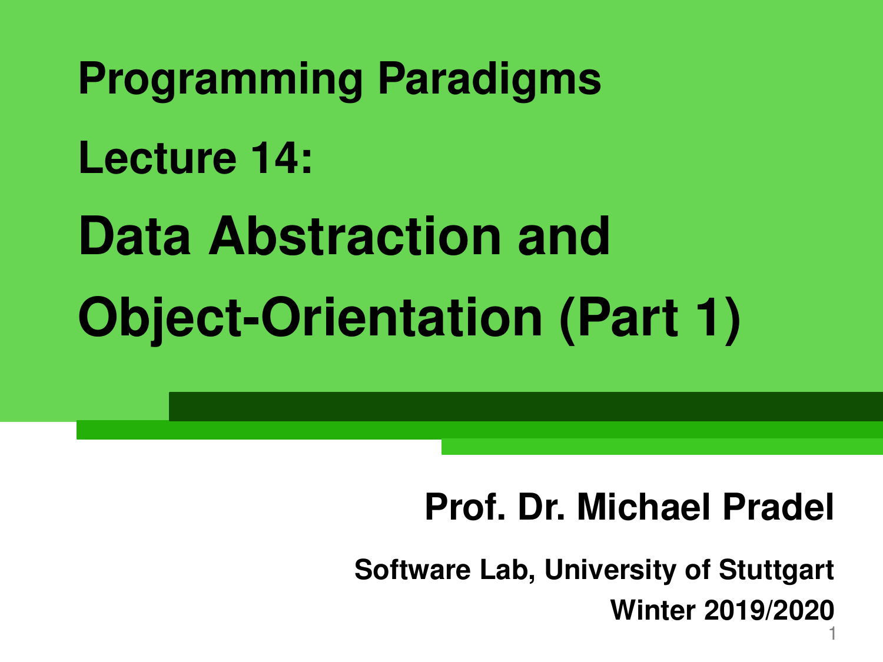# Programming Paradigms

## Lecture 14:

# Data Abstraction and Object-Orientation (Part 1)

**Prof. Dr. Michael Pradel**

**Software Lab, University of Stuttgart**

**Winter 2019/2020**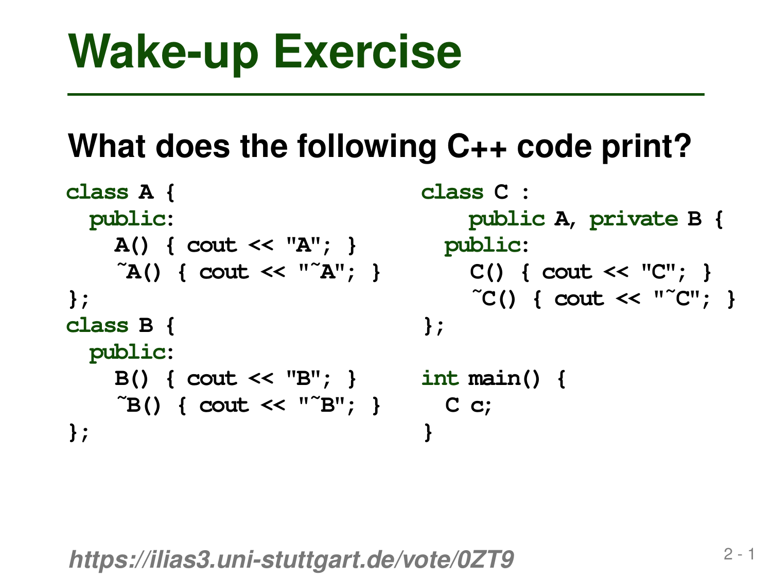# Wake-up Exercise

## What does the following C++ code print?

```
class A {
  public:
    A() { cout << "A"; }
    ~A() { cout << "~A"; }
};
class B {
  public:
    B() { cout << "B"; }
    ~B() { cout << "~B"; }
};
```

```
class C :
    public A, private B {
  public:
    C() { cout << "C"; }
    ~C() { cout << "~C"; }
};

int main() {
  C c;
}
```

***https://ilias3.uni-stuttgart.de/vote/0ZT9***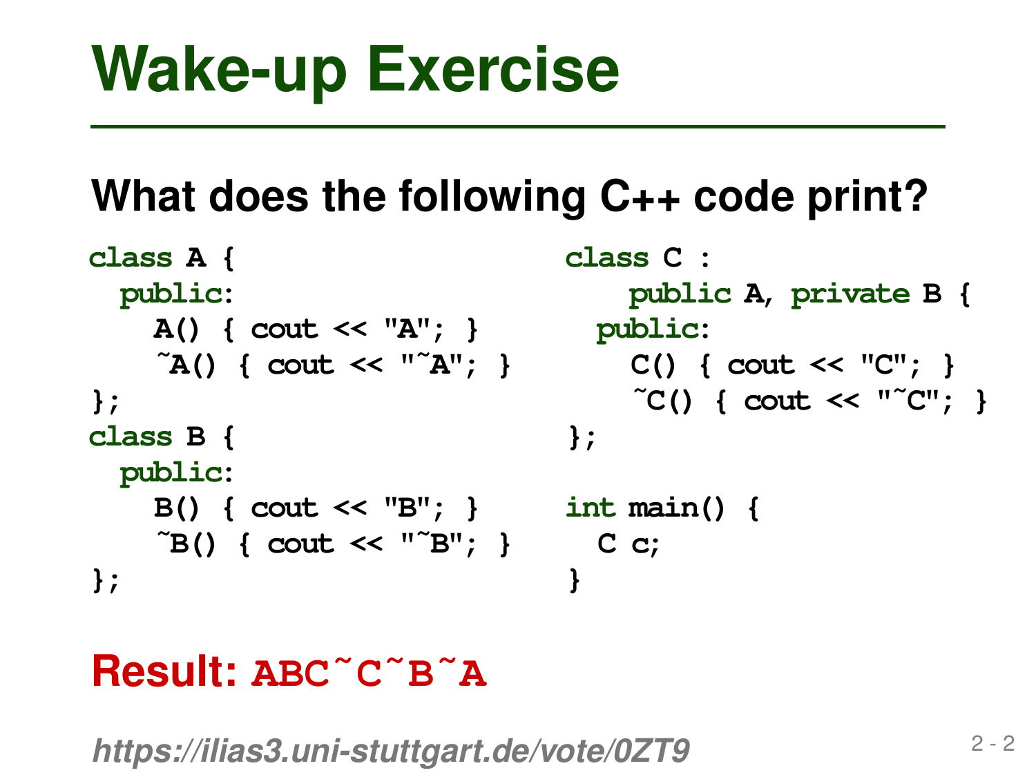# Wake-up Exercise

## What does the following C++ code print?

```
class A {
  public:
    A() { cout << "A"; }
    ~A() { cout << "~A"; }
};
class B {
  public:
    B() { cout << "B"; }
    ~B() { cout << "~B"; }
};
```

```
class C :
    public A, private B {
  public:
    C() { cout << "C"; }
    ~C() { cout << "~C"; }
};

int main() {
  C c;
}
```

**Result: `ABC~C~B~A`**

*https://ilias3.uni-stuttgart.de/vote/0ZT9*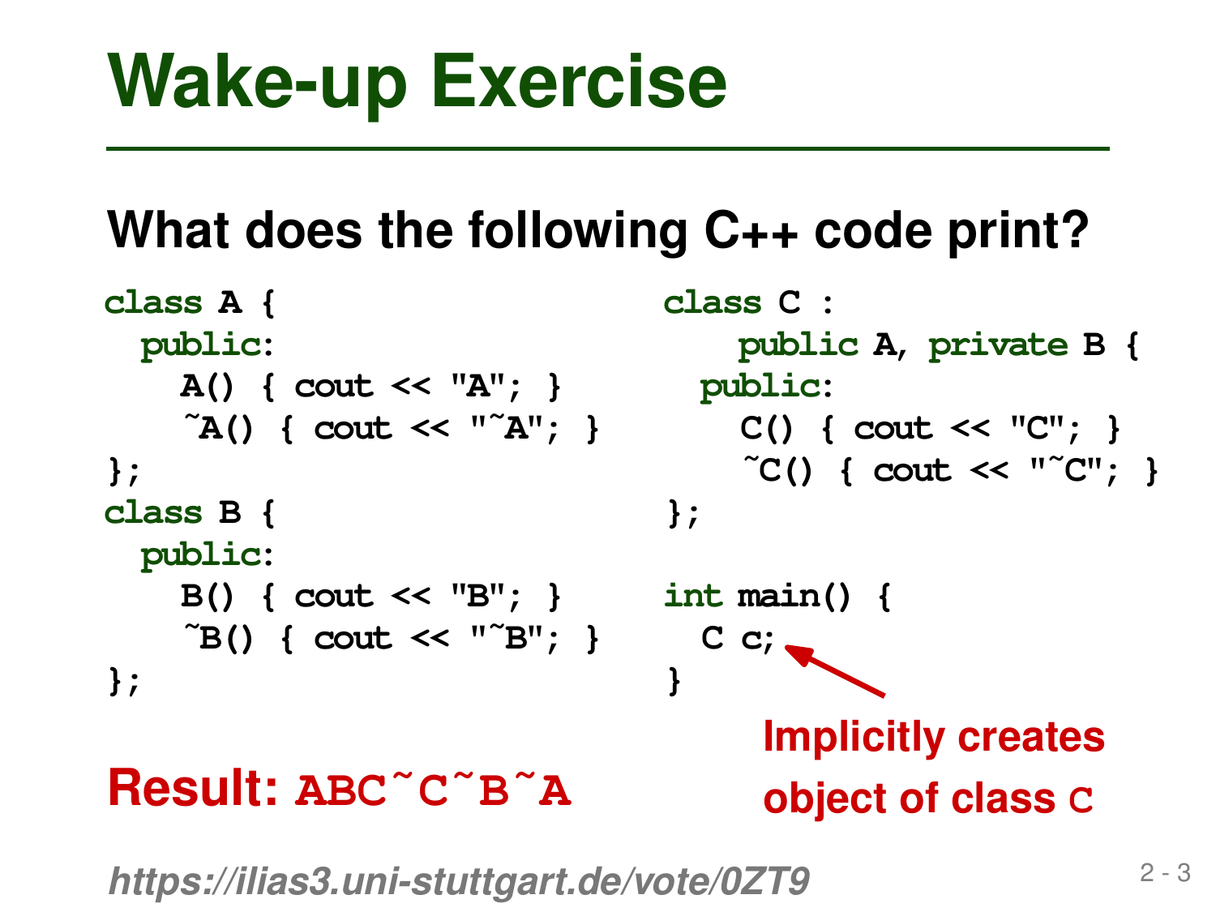# Wake-up Exercise

## What does the following C++ code print?

```
class A {
  public:
    A() { cout << "A"; }
    ~A() { cout << "~A"; }
};
class B {
  public:
    B() { cout << "B"; }
    ~B() { cout << "~B"; }
};
```

```
class C :
    public A, private B {
  public:
    C() { cout << "C"; }
    ~C() { cout << "~C"; }
};

int main() {
  C c;
}
```

Implicitly creates object of class `C`

**Result:** `ABC~C~B~A`

*https://ilias3.uni-stuttgart.de/vote/0ZT9*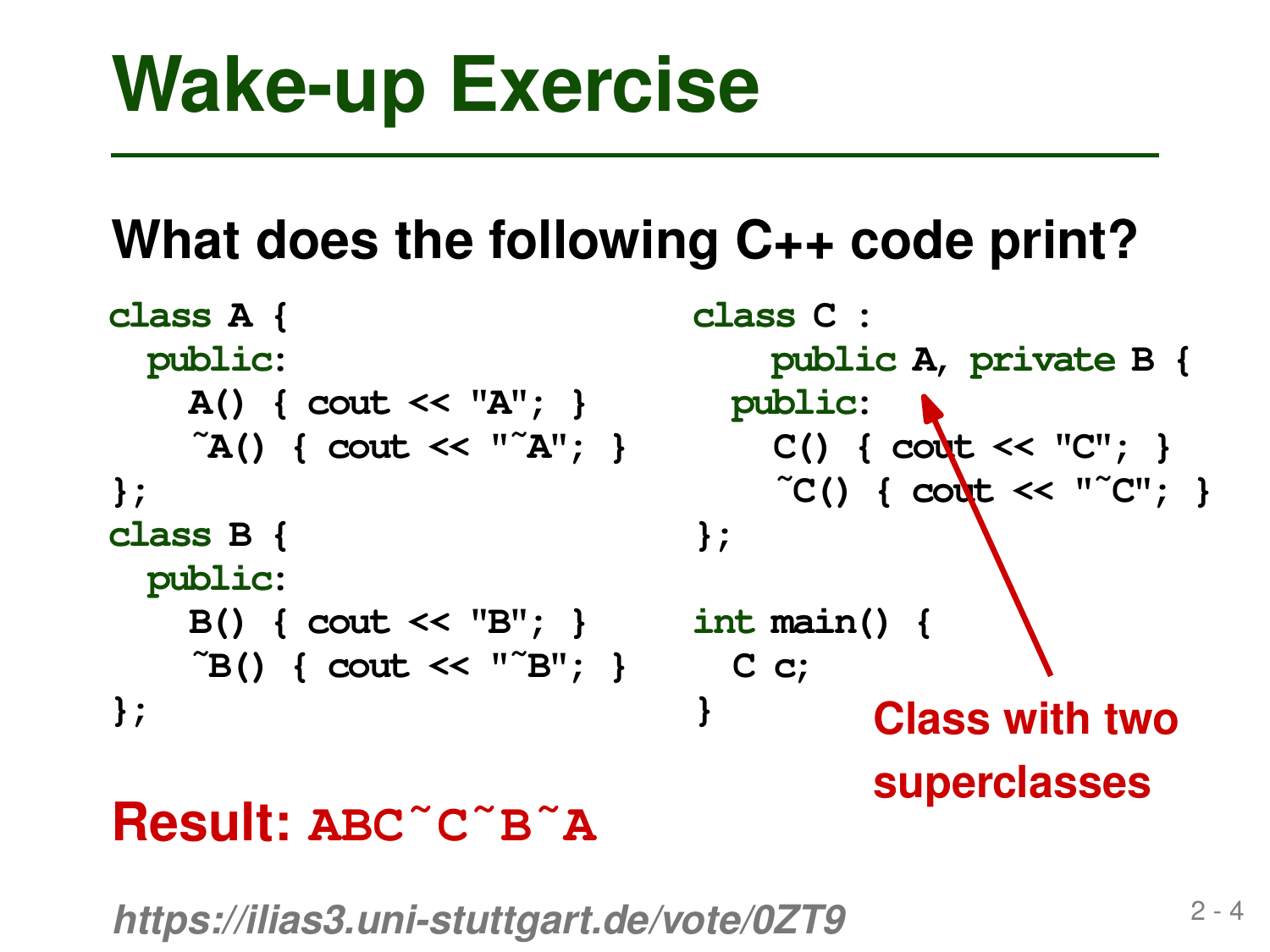# Wake-up Exercise

## What does the following C++ code print?

```
class A {
  public:
    A() { cout << "A"; }
    ~A() { cout << "~A"; }
};
class B {
  public:
    B() { cout << "B"; }
    ~B() { cout << "~B"; }
};
```

```
class C :
    public A, private B {
  public:
    C() { cout << "C"; }
    ~C() { cout << "~C"; }
};

int main() {
  C c;
}
```

**Class with two superclasses**

**Result:** `ABC~C~B~A`

*https://ilias3.uni-stuttgart.de/vote/0ZT9*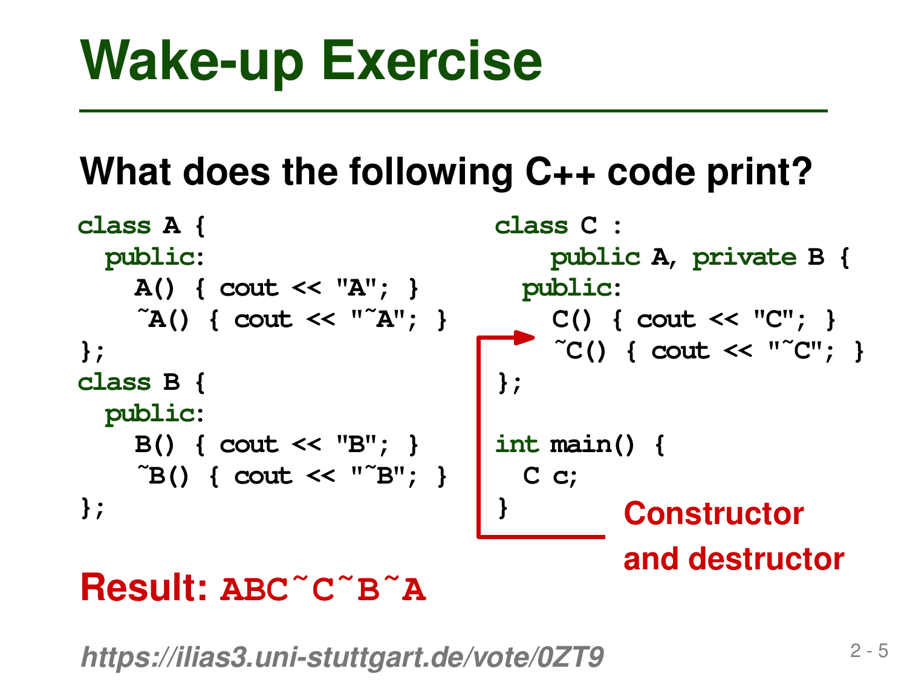# Wake-up Exercise

## What does the following C++ code print?

```
class A {
  public:
    A() { cout << "A"; }
    ~A() { cout << "~A"; }
};
class B {
  public:
    B() { cout << "B"; }
    ~B() { cout << "~B"; }
};
```

```
class C :
    public A, private B {
  public:
    C() { cout << "C"; }
    ~C() { cout << "~C"; }
};

int main() {
  C c;
}
```

**Constructor and destructor**

**Result: `ABC~C~B~A`**

*https://ilias3.uni-stuttgart.de/vote/0ZT9*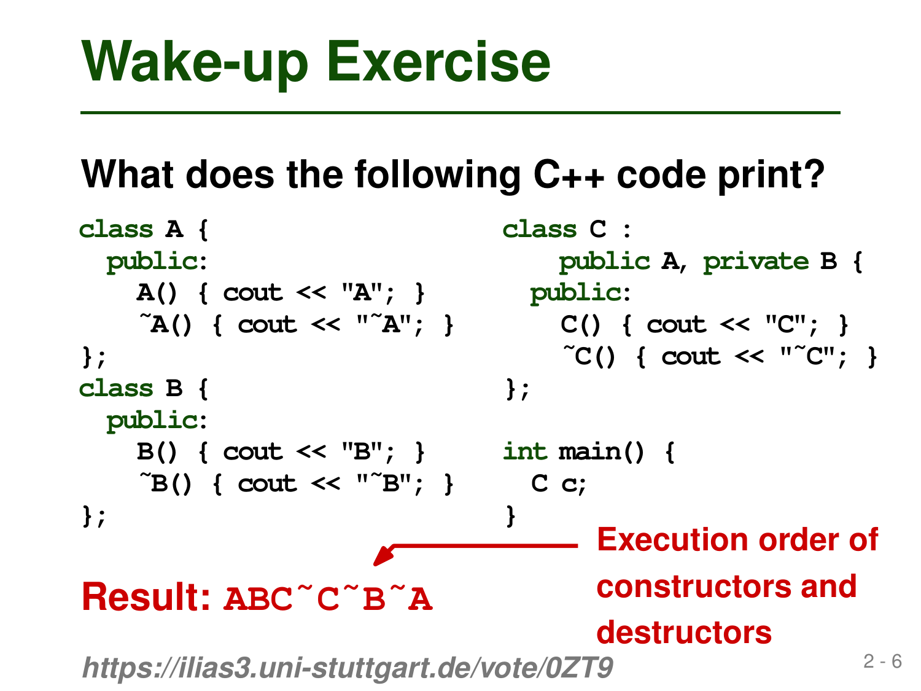# Wake-up Exercise

## What does the following C++ code print?

```
class A {
  public:
    A() { cout << "A"; }
    ~A() { cout << "~A"; }
};
class B {
  public:
    B() { cout << "B"; }
    ~B() { cout << "~B"; }
};
```

```
class C :
    public A, private B {
  public:
    C() { cout << "C"; }
    ~C() { cout << "~C"; }
};

int main() {
  C c;
}
```

**Result:** `ABC~C~B~A`

**Execution order of constructors and destructors**

*https://ilias3.uni-stuttgart.de/vote/0ZT9*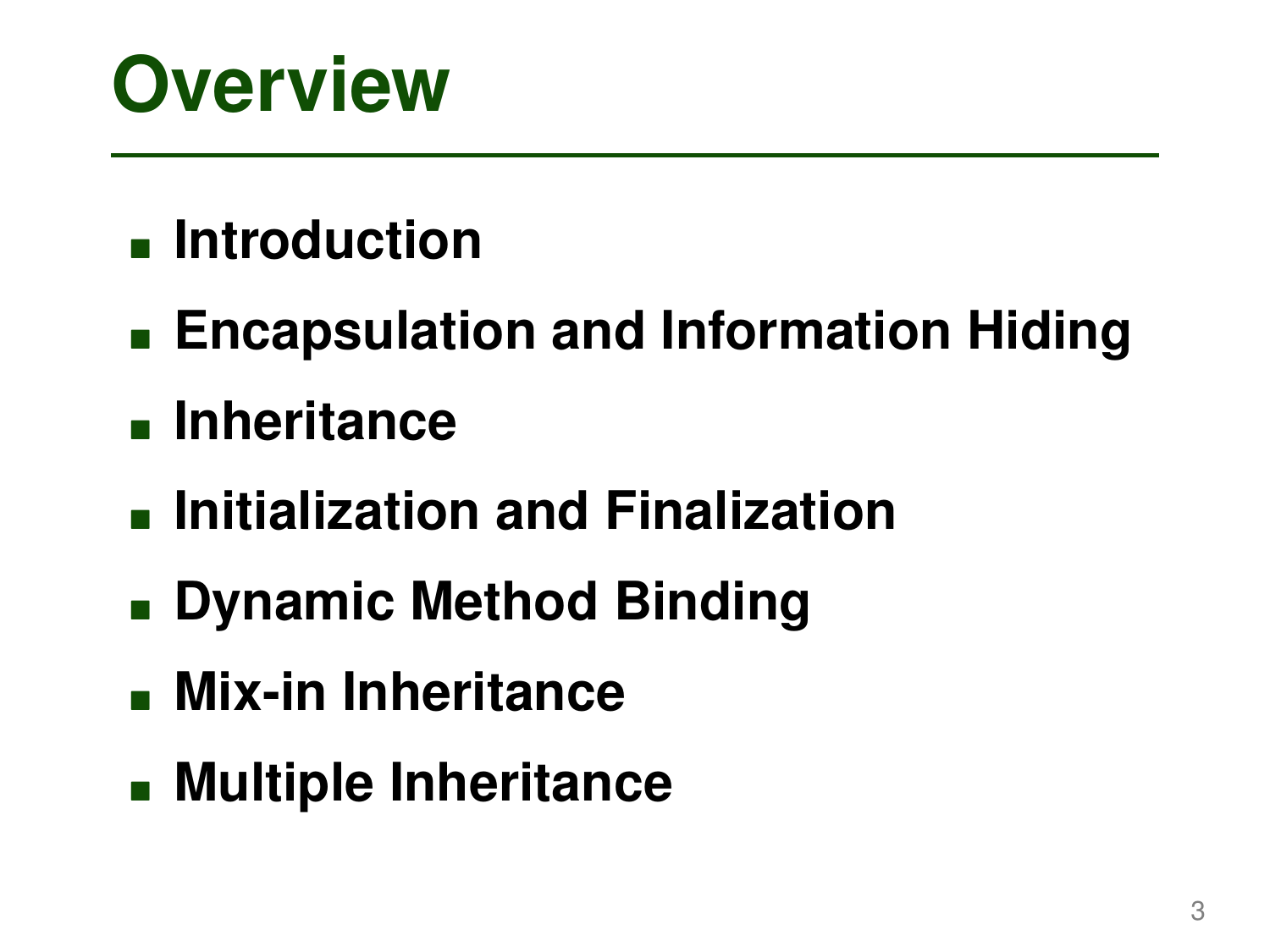# Overview

- Introduction
- Encapsulation and Information Hiding
- Inheritance
- Initialization and Finalization
- Dynamic Method Binding
- Mix-in Inheritance
- Multiple Inheritance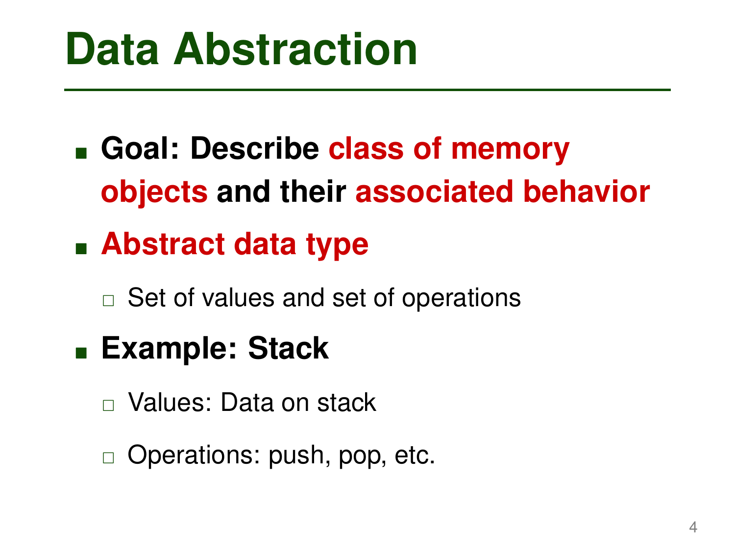# Data Abstraction

- **Goal: Describe class of memory objects and their associated behavior**
- **Abstract data type**
  - Set of values and set of operations
- **Example: Stack**
  - Values: Data on stack
  - Operations: push, pop, etc.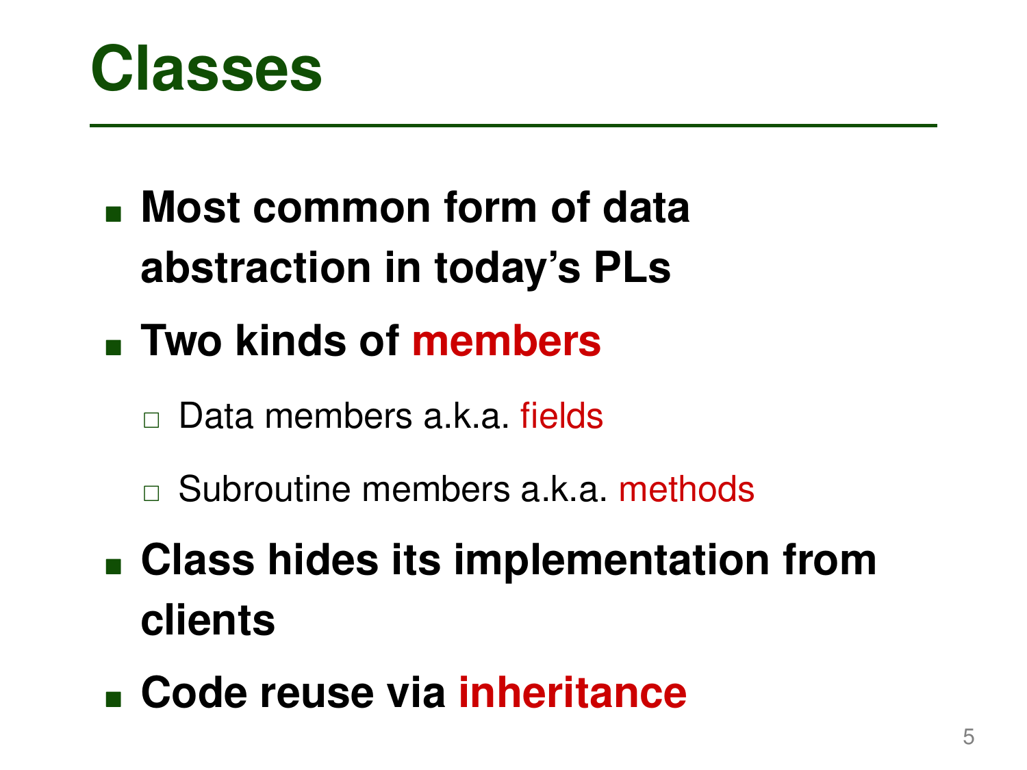# Classes

- **Most common form of data abstraction in today's PLs**
- **Two kinds of members**
  - Data members a.k.a. fields
  - Subroutine members a.k.a. methods
- **Class hides its implementation from clients**
- **Code reuse via inheritance**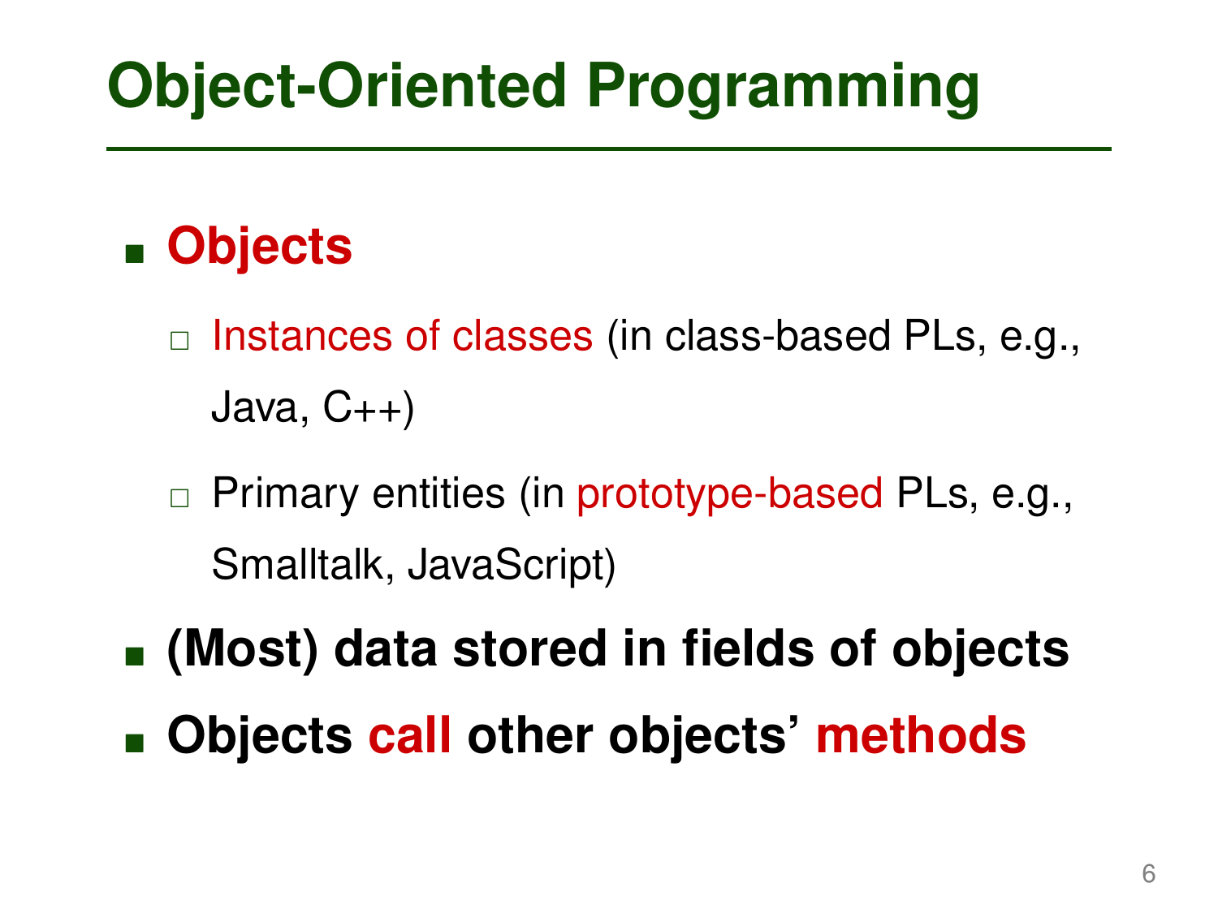# Object-Oriented Programming

- **Objects**
  - Instances of classes (in class-based PLs, e.g., Java, C++)
  - Primary entities (in prototype-based PLs, e.g., Smalltalk, JavaScript)
- **(Most) data stored in fields of objects**
- **Objects call other objects' methods**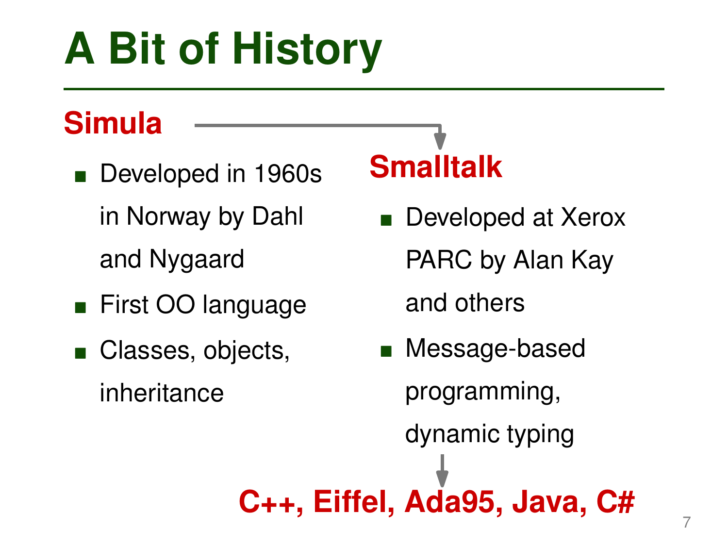# A Bit of History

**Simula**

- Developed in 1960s in Norway by Dahl and Nygaard
- First OO language
- Classes, objects, inheritance

**Smalltalk**

- Developed at Xerox PARC by Alan Kay and others
- Message-based programming, dynamic typing

**C++, Eiffel, Ada95, Java, C#**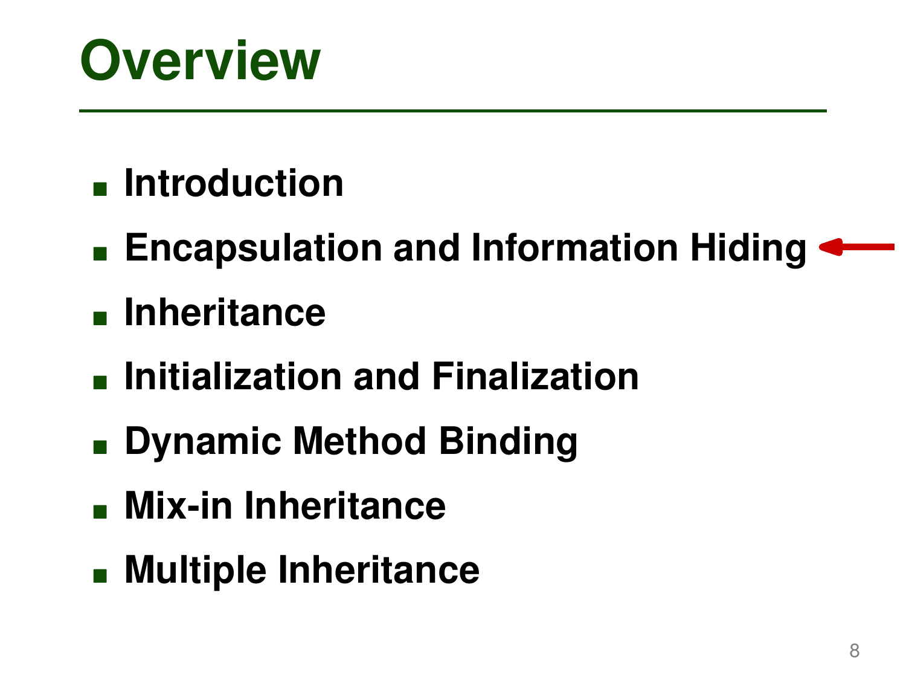# Overview

- Introduction
- Encapsulation and Information Hiding
- Inheritance
- Initialization and Finalization
- Dynamic Method Binding
- Mix-in Inheritance
- Multiple Inheritance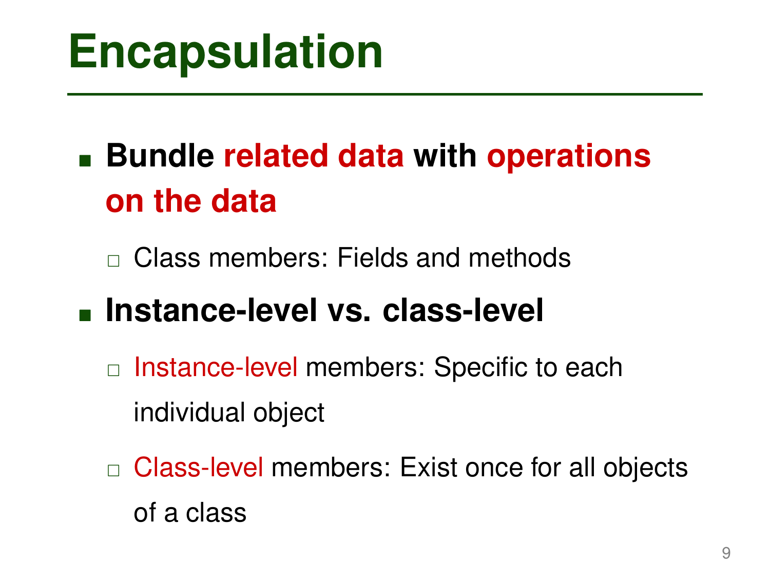# Encapsulation

- **Bundle related data with operations on the data**
  - Class members: Fields and methods
- **Instance-level vs. class-level**
  - Instance-level members: Specific to each individual object
  - Class-level members: Exist once for all objects of a class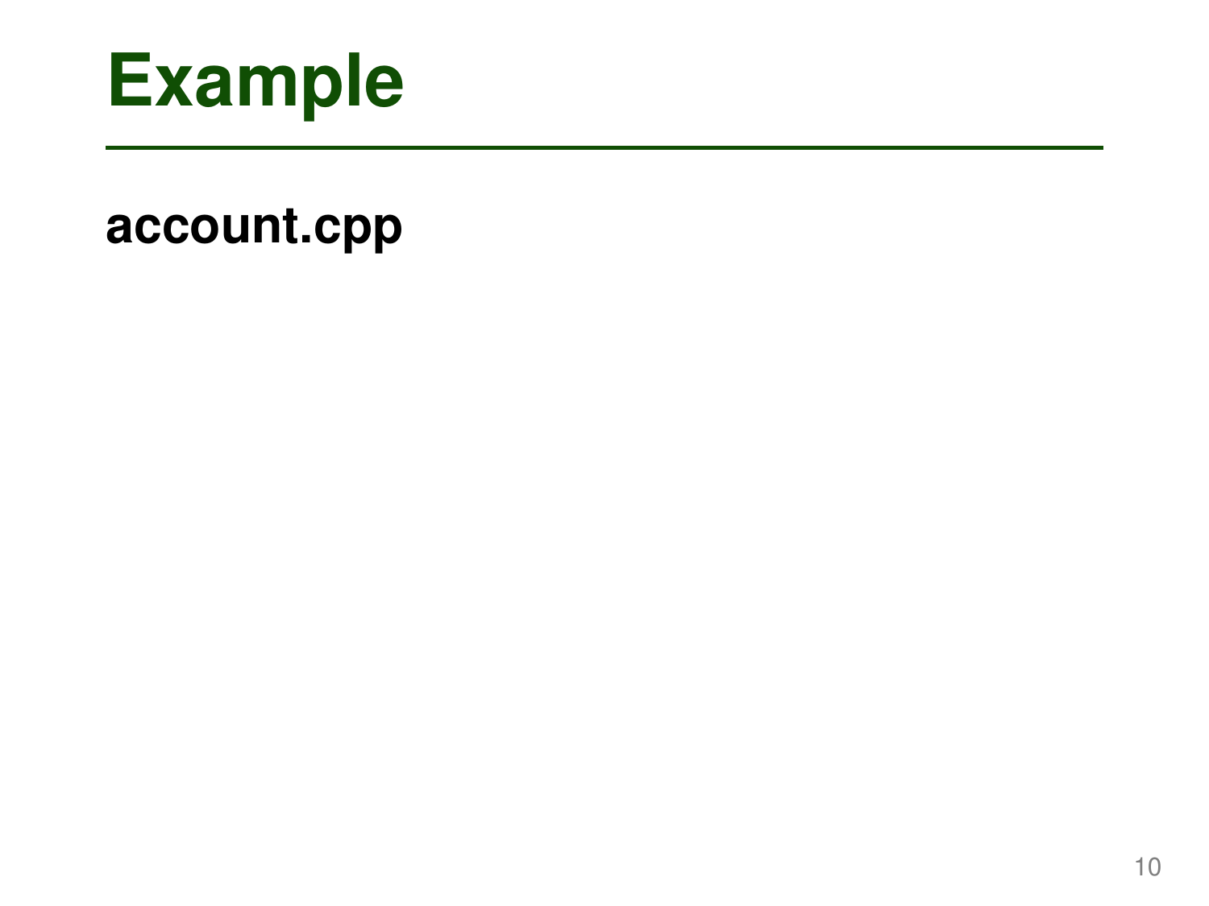# Example

**account.cpp**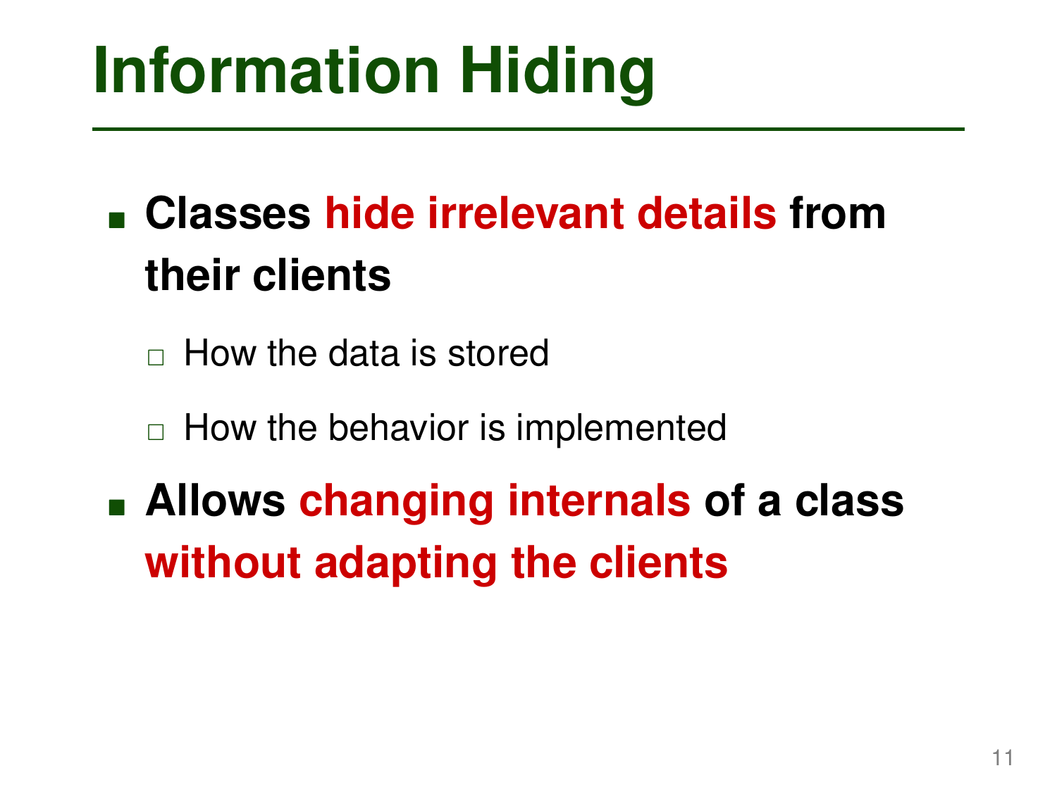# Information Hiding

- **Classes hide irrelevant details from their clients**
  - How the data is stored
  - How the behavior is implemented
- **Allows changing internals of a class without adapting the clients**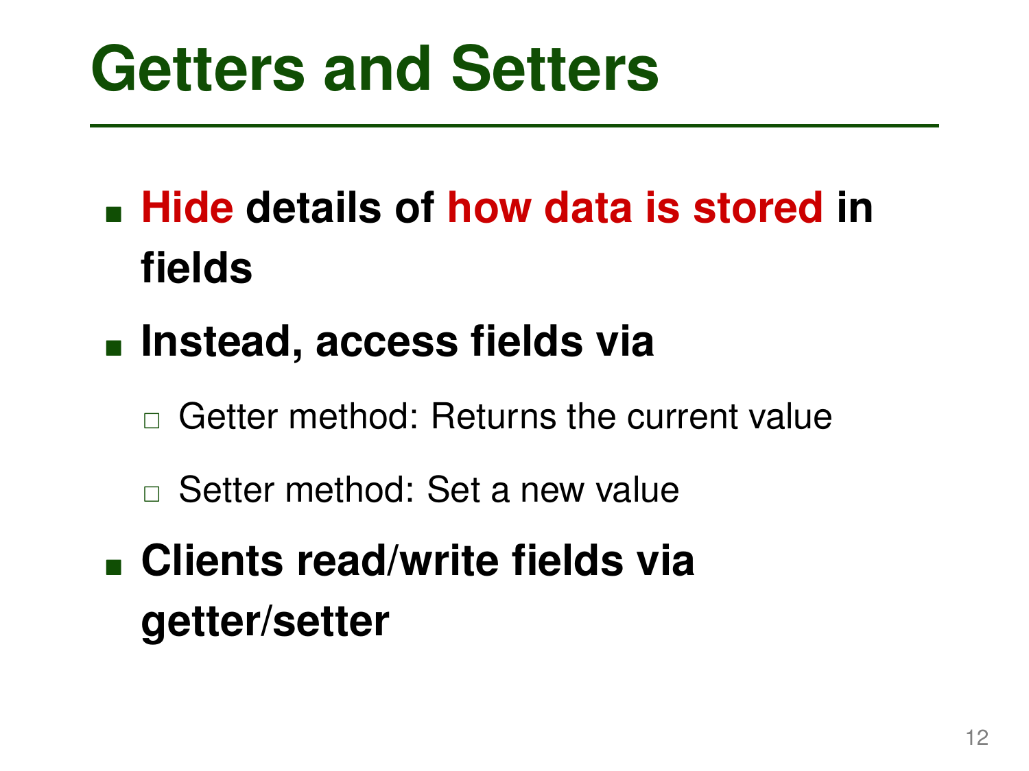# Getters and Setters

- **Hide details of how data is stored in fields**
- **Instead, access fields via**
  - Getter method: Returns the current value
  - Setter method: Set a new value
- **Clients read/write fields via getter/setter**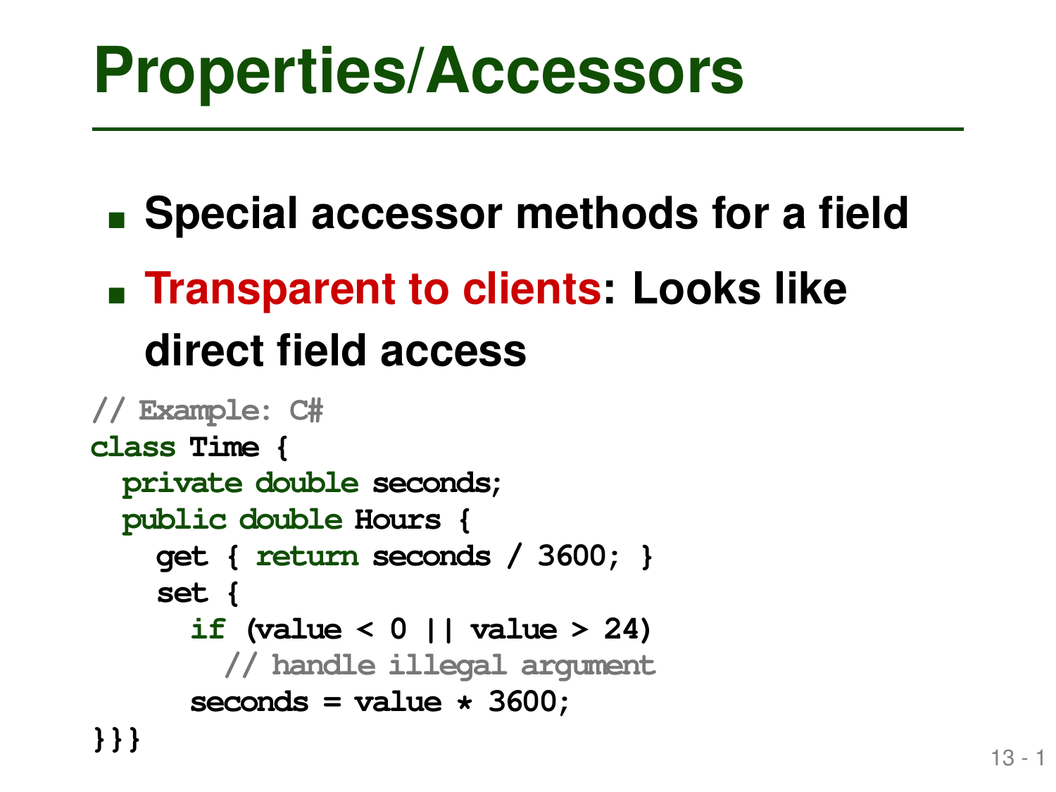# Properties/Accessors

- **Special accessor methods for a field**
- **Transparent to clients: Looks like direct field access**

```
// Example: C#
class Time {
  private double seconds;
  public double Hours {
    get { return seconds / 3600; }
    set {
      if (value < 0 || value > 24)
        // handle illegal argument
      seconds = value * 3600;
}}}
```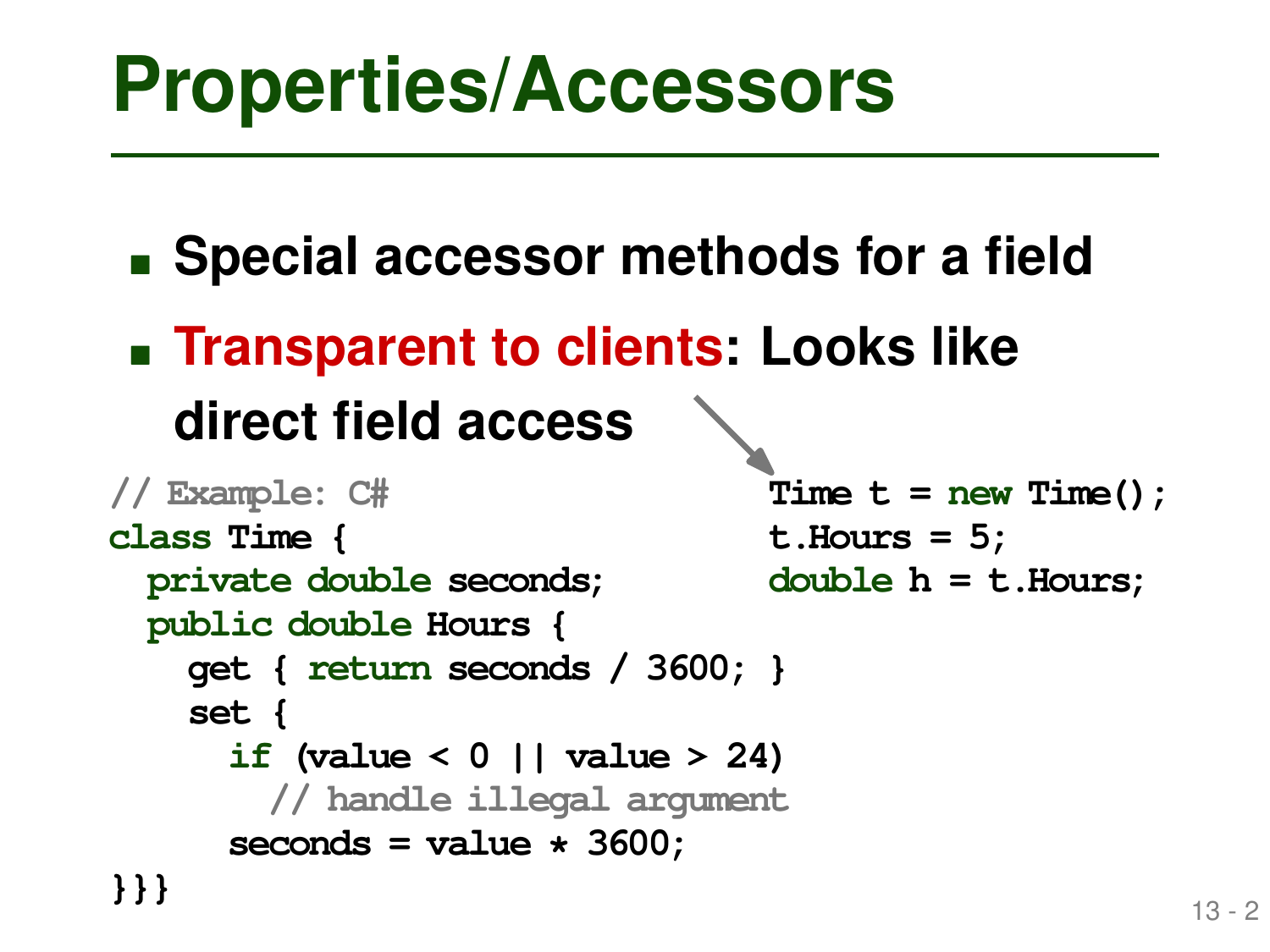# Properties/Accessors

- **Special accessor methods for a field**
- **Transparent to clients: Looks like direct field access**

```
// Example: C#
class Time {
  private double seconds;
  public double Hours {
    get { return seconds / 3600; }
    set {
      if (value < 0 || value > 24)
        // handle illegal argument
      seconds = value * 3600;
}}}
```

```
Time t = new Time();
t.Hours = 5;
double h = t.Hours;
```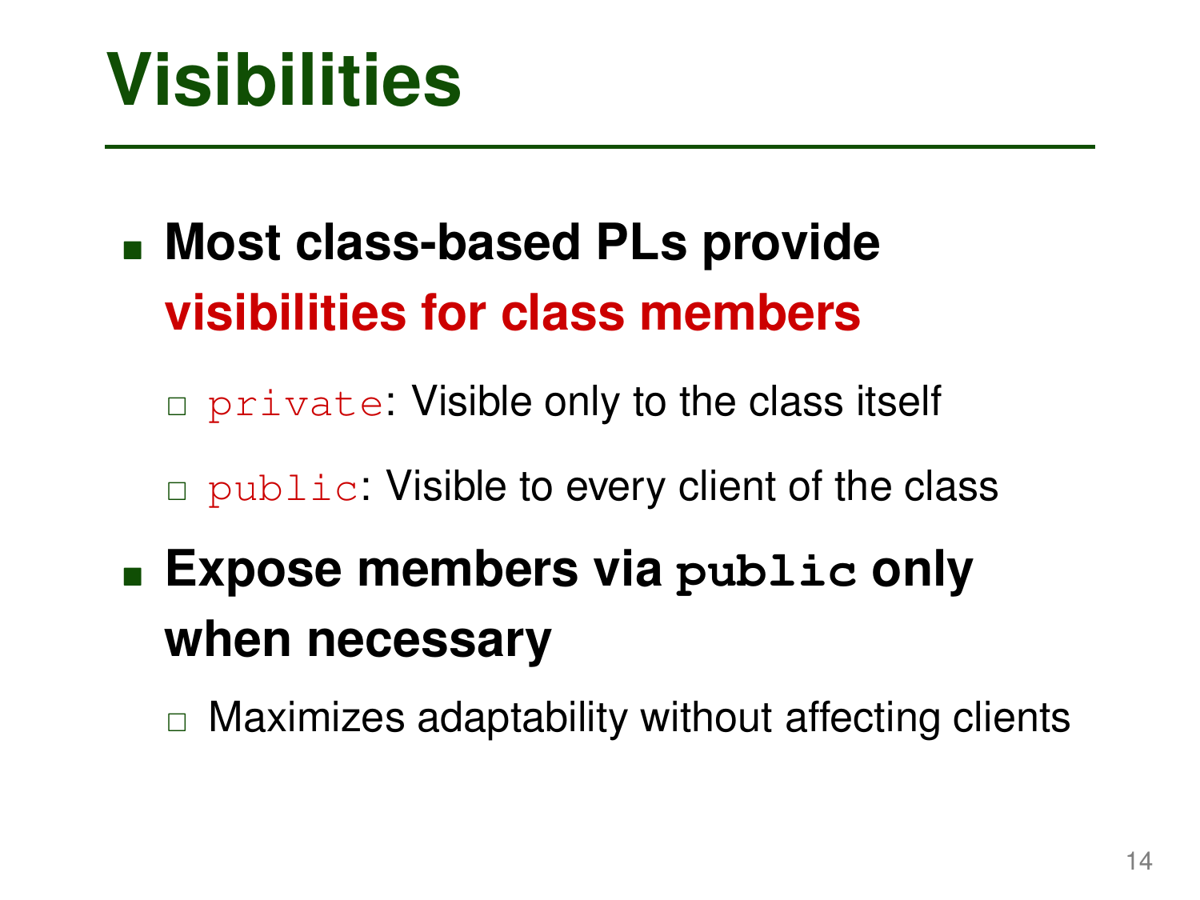# Visibilities

- **Most class-based PLs provide visibilities for class members**
  - `private`: Visible only to the class itself
  - `public`: Visible to every client of the class
- **Expose members via `public` only when necessary**
  - Maximizes adaptability without affecting clients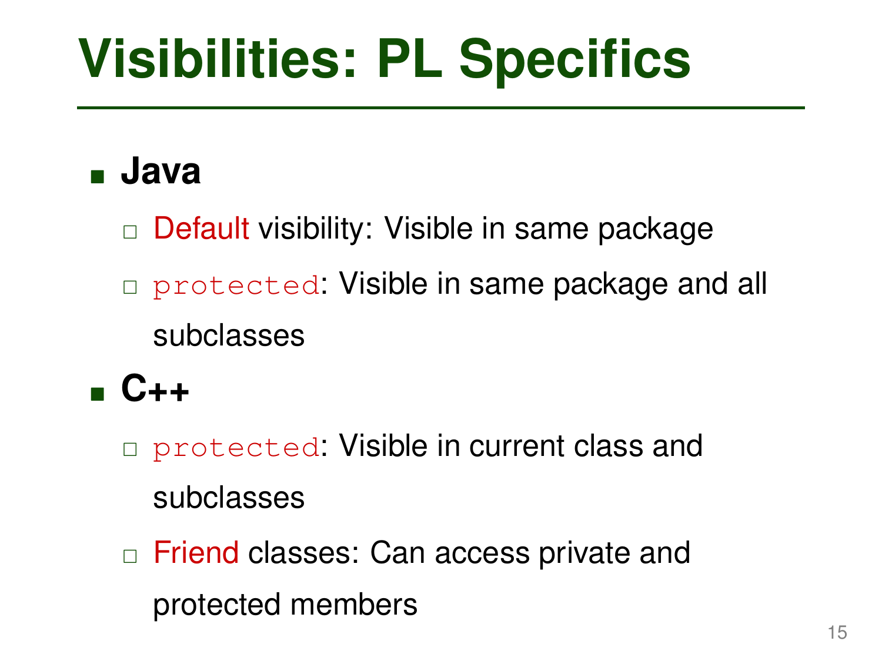# Visibilities: PL Specifics

- **Java**
  - Default visibility: Visible in same package
  - `protected`: Visible in same package and all subclasses
- **C++**
  - `protected`: Visible in current class and subclasses
  - Friend classes: Can access private and protected members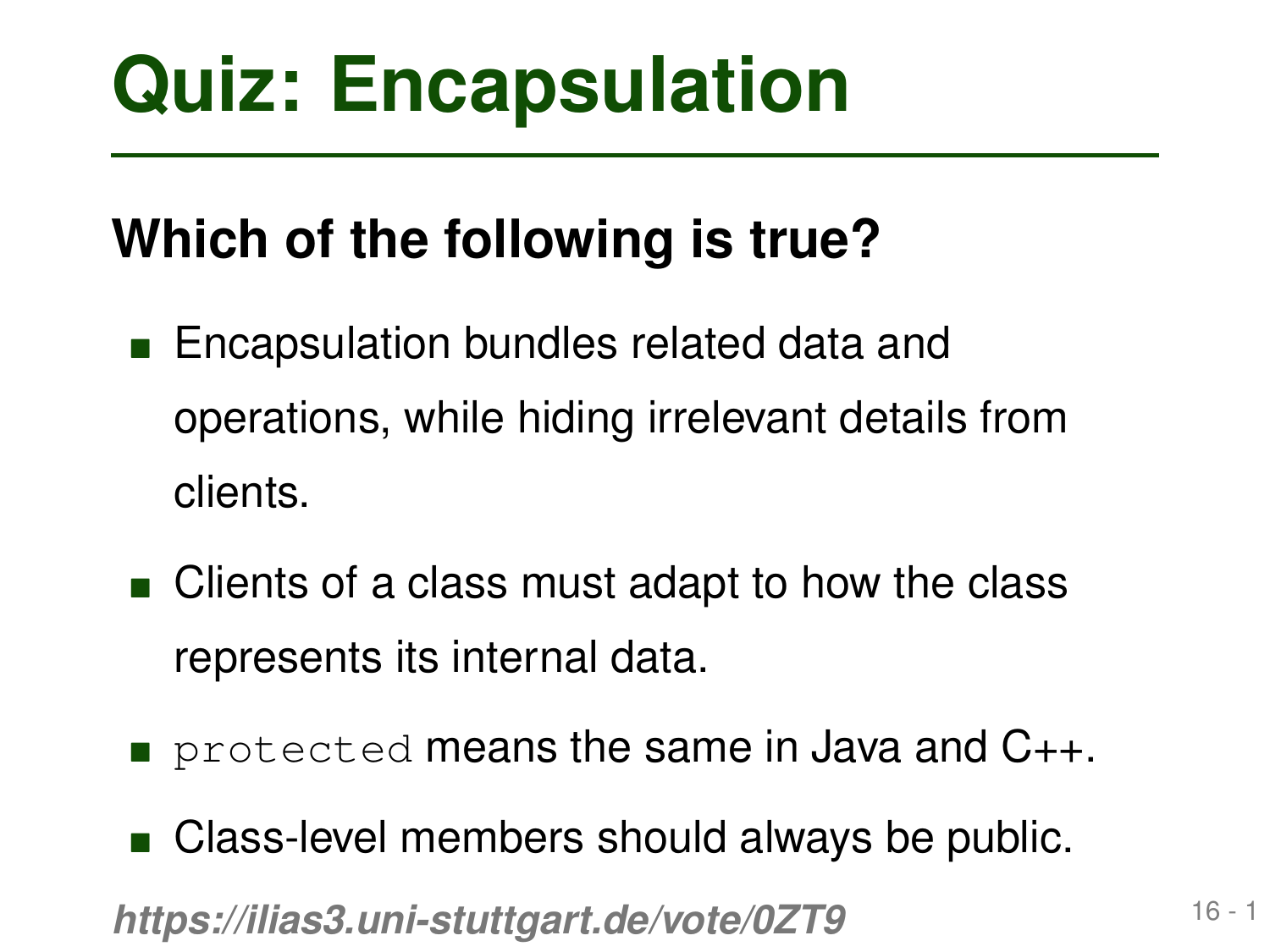# Quiz: Encapsulation

## Which of the following is true?

- Encapsulation bundles related data and operations, while hiding irrelevant details from clients.
- Clients of a class must adapt to how the class represents its internal data.
- `protected` means the same in Java and C++.
- Class-level members should always be public.

***https://ilias3.uni-stuttgart.de/vote/0ZT9***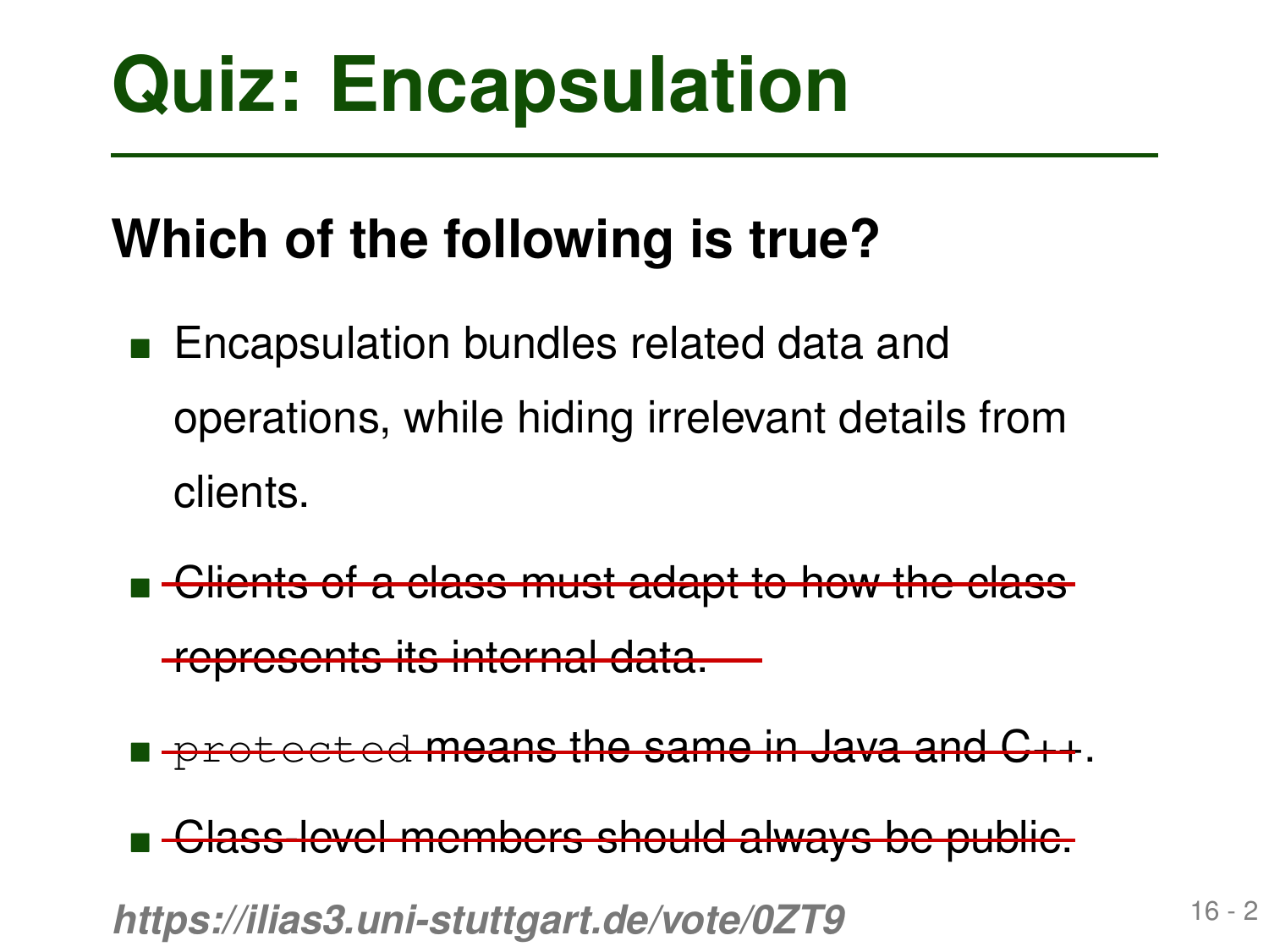# Quiz: Encapsulation

## Which of the following is true?

- Encapsulation bundles related data and operations, while hiding irrelevant details from clients.
- ~~Clients of a class must adapt to how the class represents its internal data.~~
- ~~`protected` means the same in Java and C++.~~
- ~~Class-level members should always be public.~~

***https://ilias3.uni-stuttgart.de/vote/0ZT9***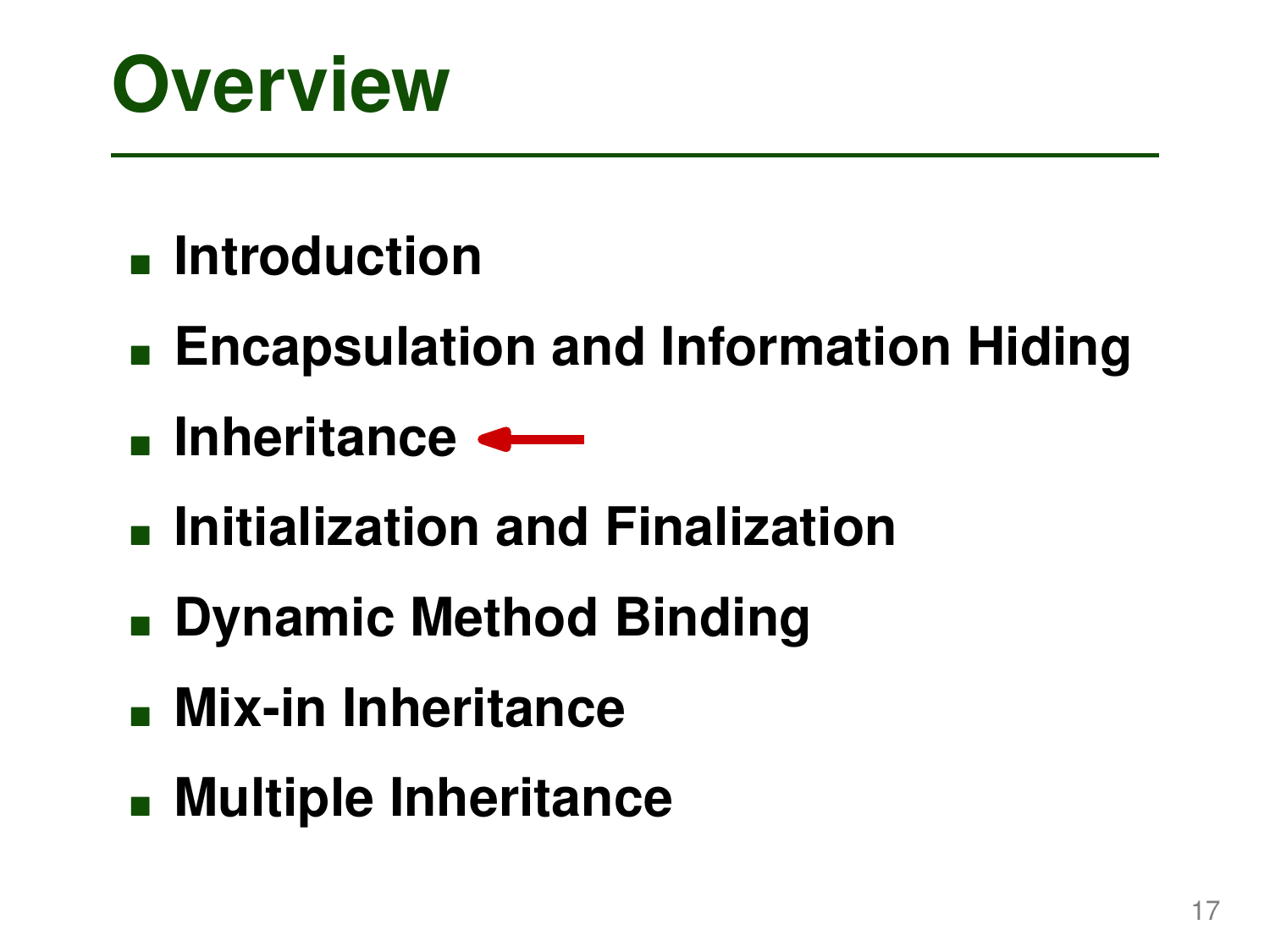# Overview

- Introduction
- Encapsulation and Information Hiding
- Inheritance ←
- Initialization and Finalization
- Dynamic Method Binding
- Mix-in Inheritance
- Multiple Inheritance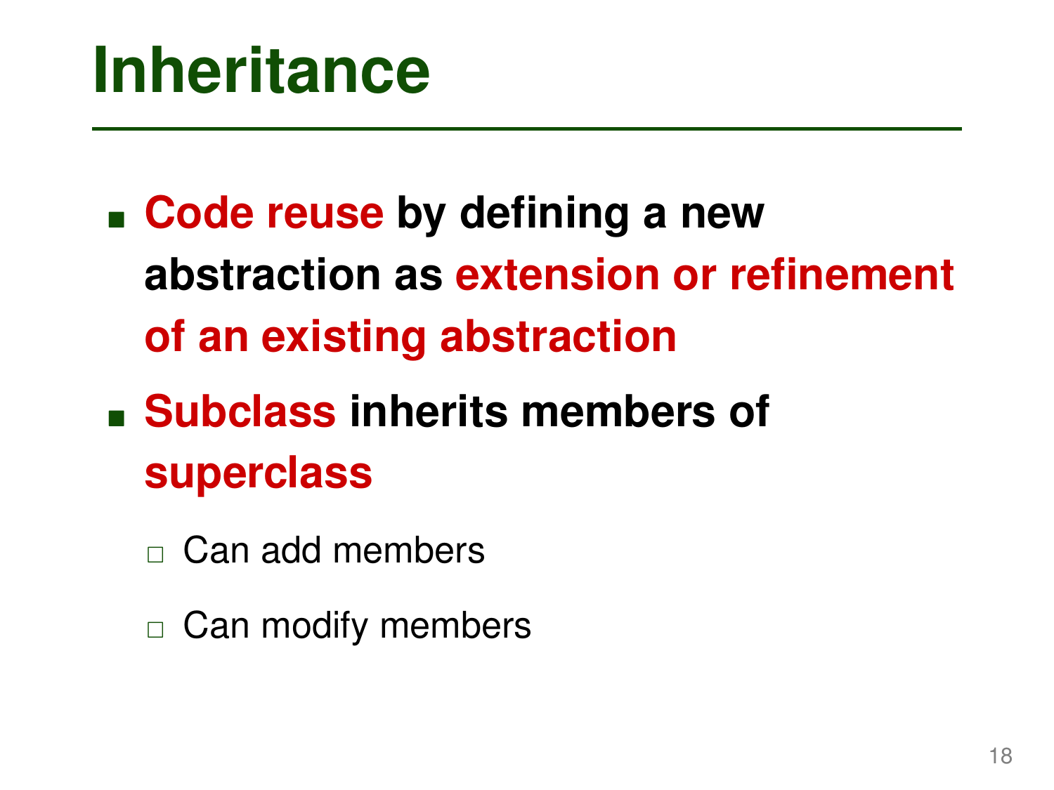# Inheritance

- **Code reuse by defining a new abstraction as extension or refinement of an existing abstraction**
- **Subclass inherits members of superclass**
  - Can add members
  - Can modify members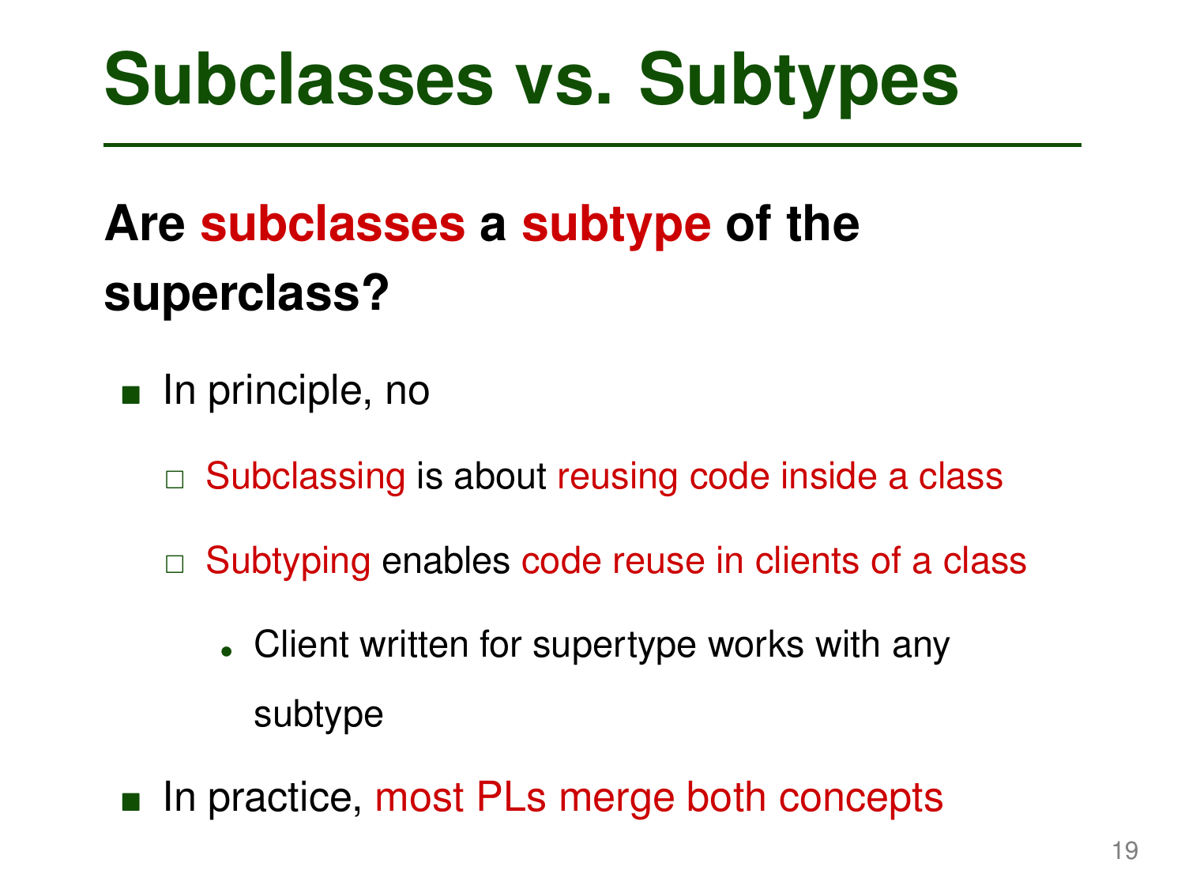# Subclasses vs. Subtypes

**Are subclasses a subtype of the superclass?**

- In principle, no
  - Subclassing is about reusing code inside a class
  - Subtyping enables code reuse in clients of a class
    - Client written for supertype works with any subtype
- In practice, most PLs merge both concepts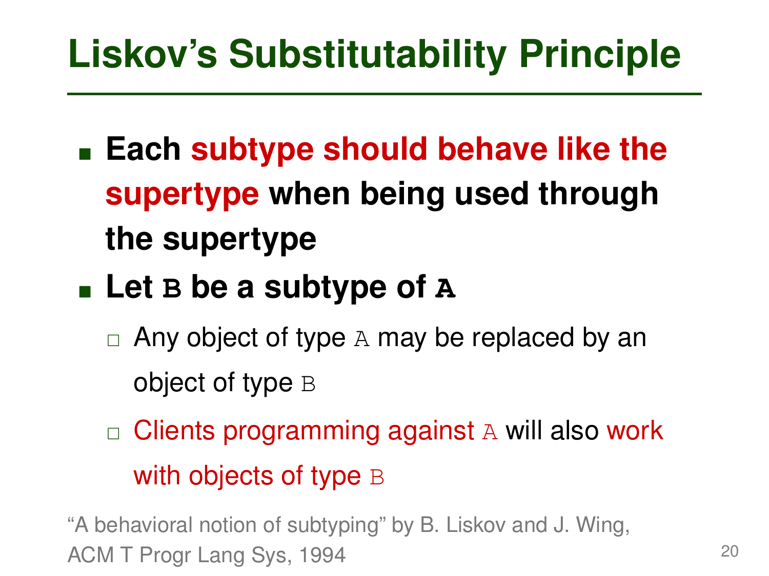# Liskov's Substitutability Principle

- **Each subtype should behave like the supertype when being used through the supertype**
- **Let `B` be a subtype of `A`**
  - Any object of type `A` may be replaced by an object of type `B`
  - Clients programming against `A` will also work with objects of type `B`

"A behavioral notion of subtyping" by B. Liskov and J. Wing, ACM T Progr Lang Sys, 1994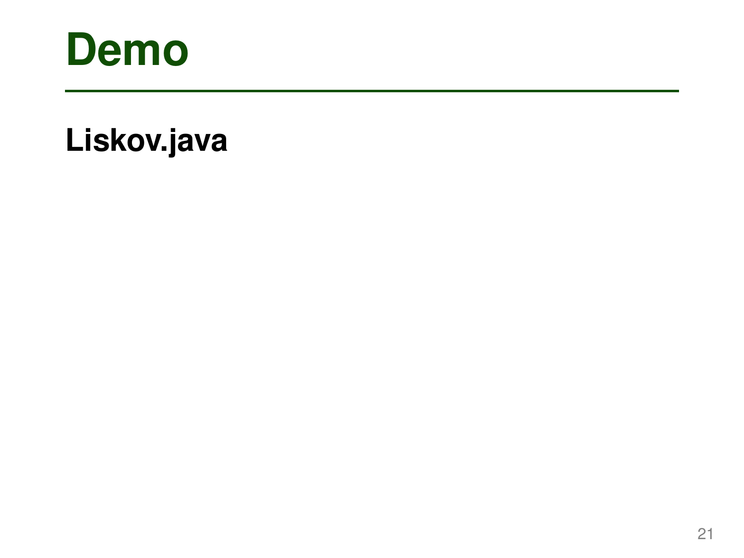# Demo

**Liskov.java**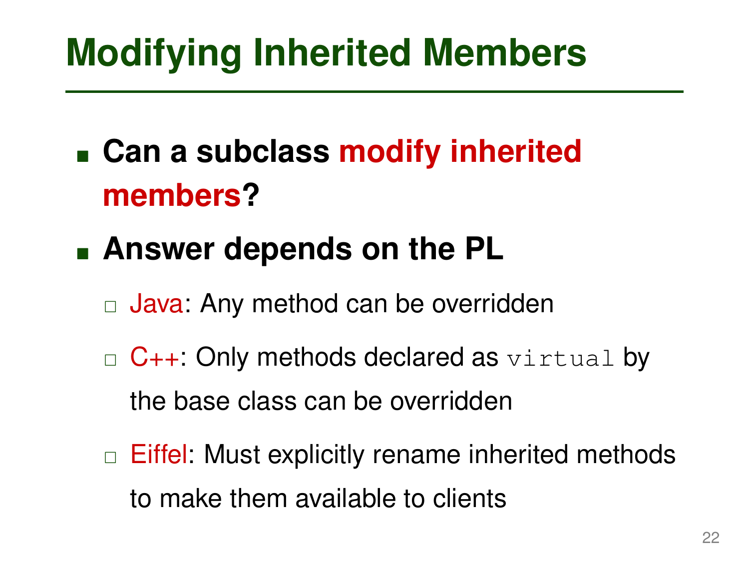# Modifying Inherited Members

- **Can a subclass modify inherited members?**
- **Answer depends on the PL**
  - Java: Any method can be overridden
  - C++: Only methods declared as `virtual` by the base class can be overridden
  - Eiffel: Must explicitly rename inherited methods to make them available to clients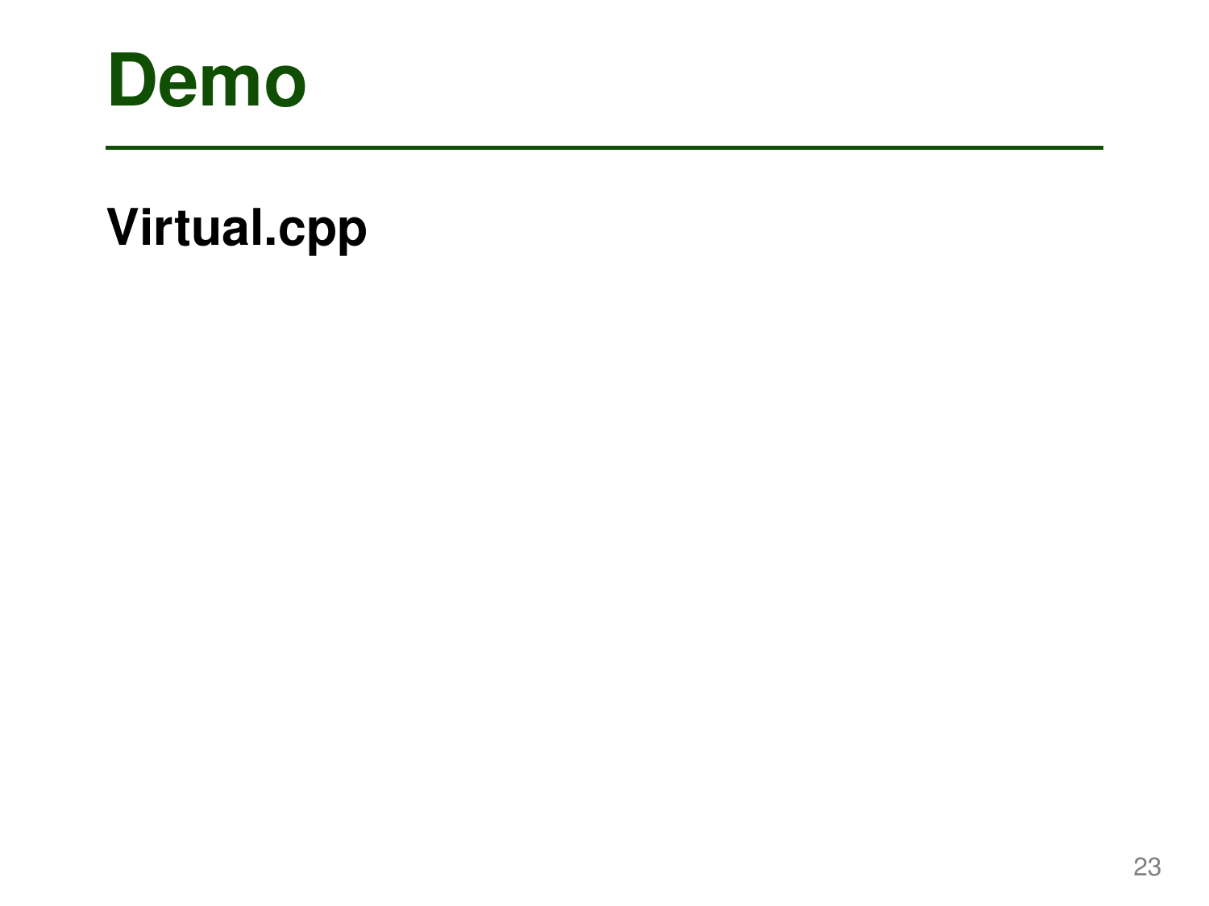# Demo

**Virtual.cpp**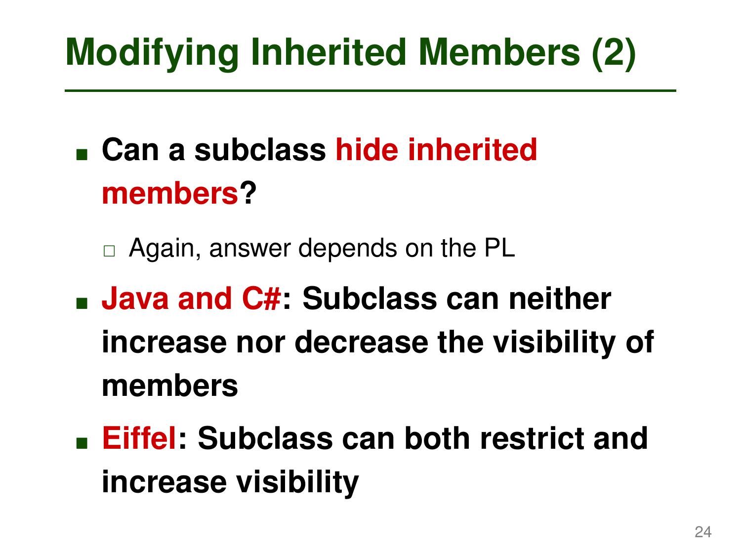# Modifying Inherited Members (2)

- **Can a subclass hide inherited members?**
  - Again, answer depends on the PL
- **Java and C#: Subclass can neither increase nor decrease the visibility of members**
- **Eiffel: Subclass can both restrict and increase visibility**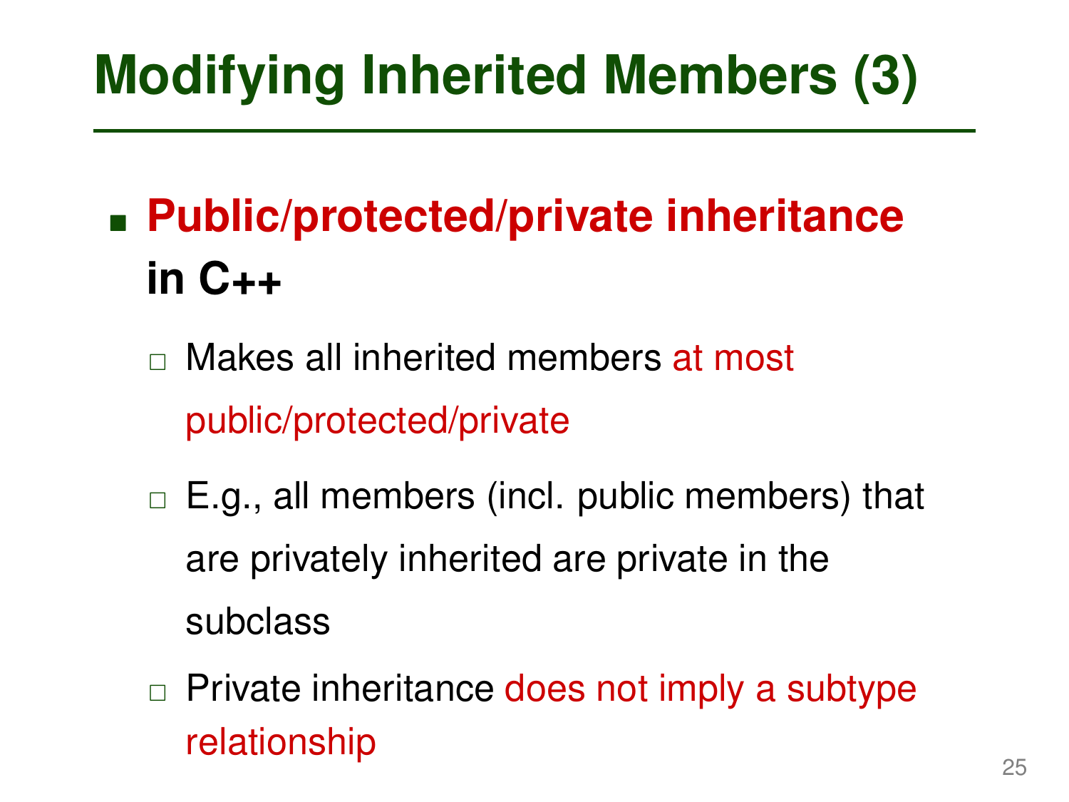# Modifying Inherited Members (3)

- **Public/protected/private inheritance in C++**
  - Makes all inherited members at most public/protected/private
  - E.g., all members (incl. public members) that are privately inherited are private in the subclass
  - Private inheritance does not imply a subtype relationship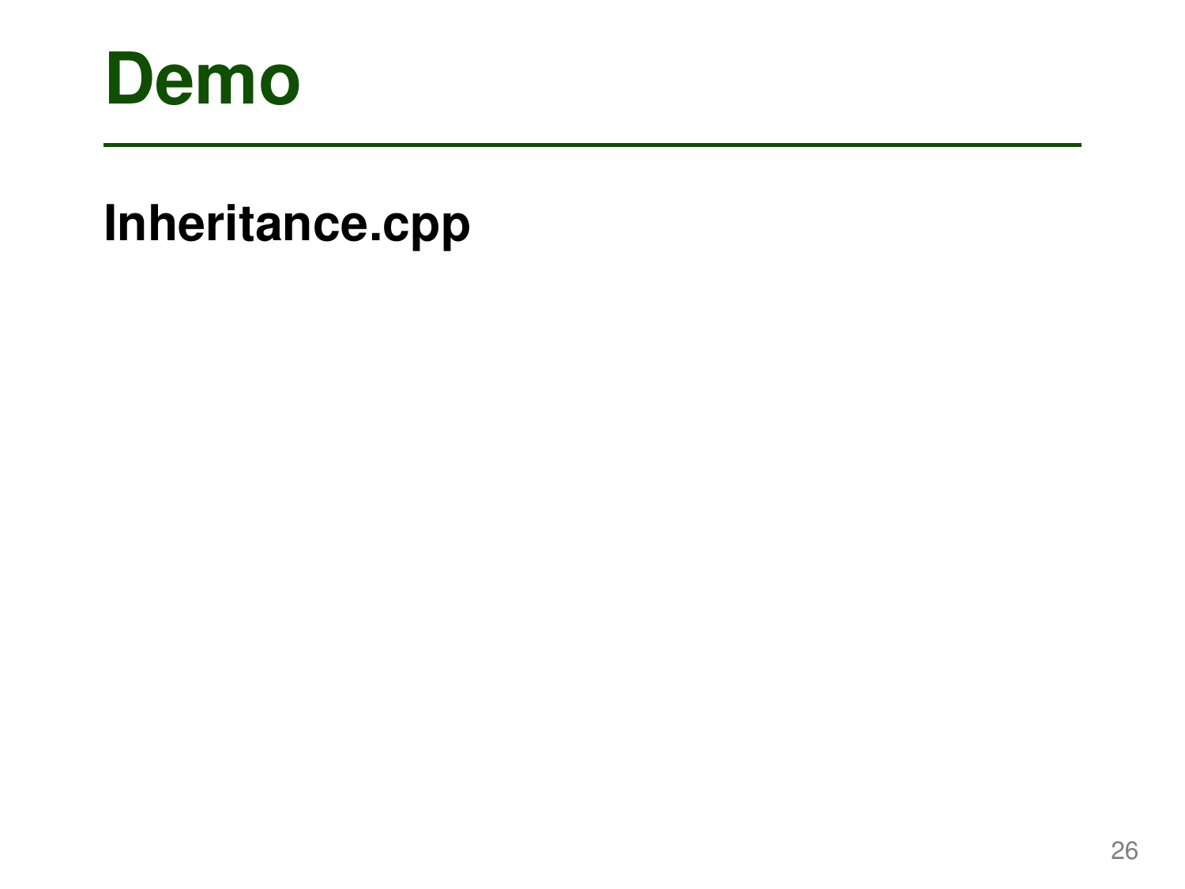# Demo

**Inheritance.cpp**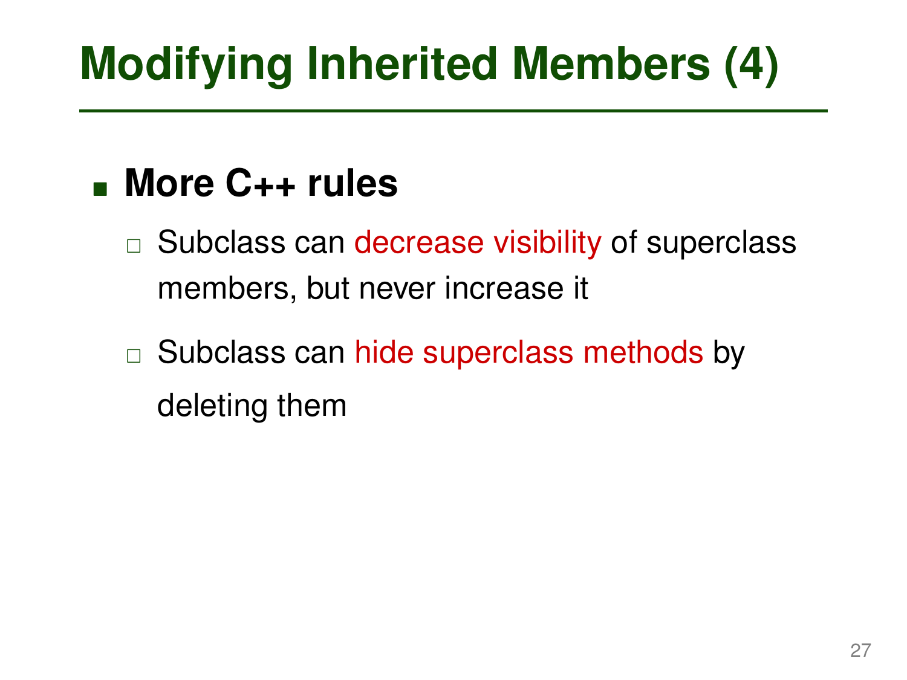# Modifying Inherited Members (4)

- **More C++ rules**
  - Subclass can decrease visibility of superclass members, but never increase it
  - Subclass can hide superclass methods by deleting them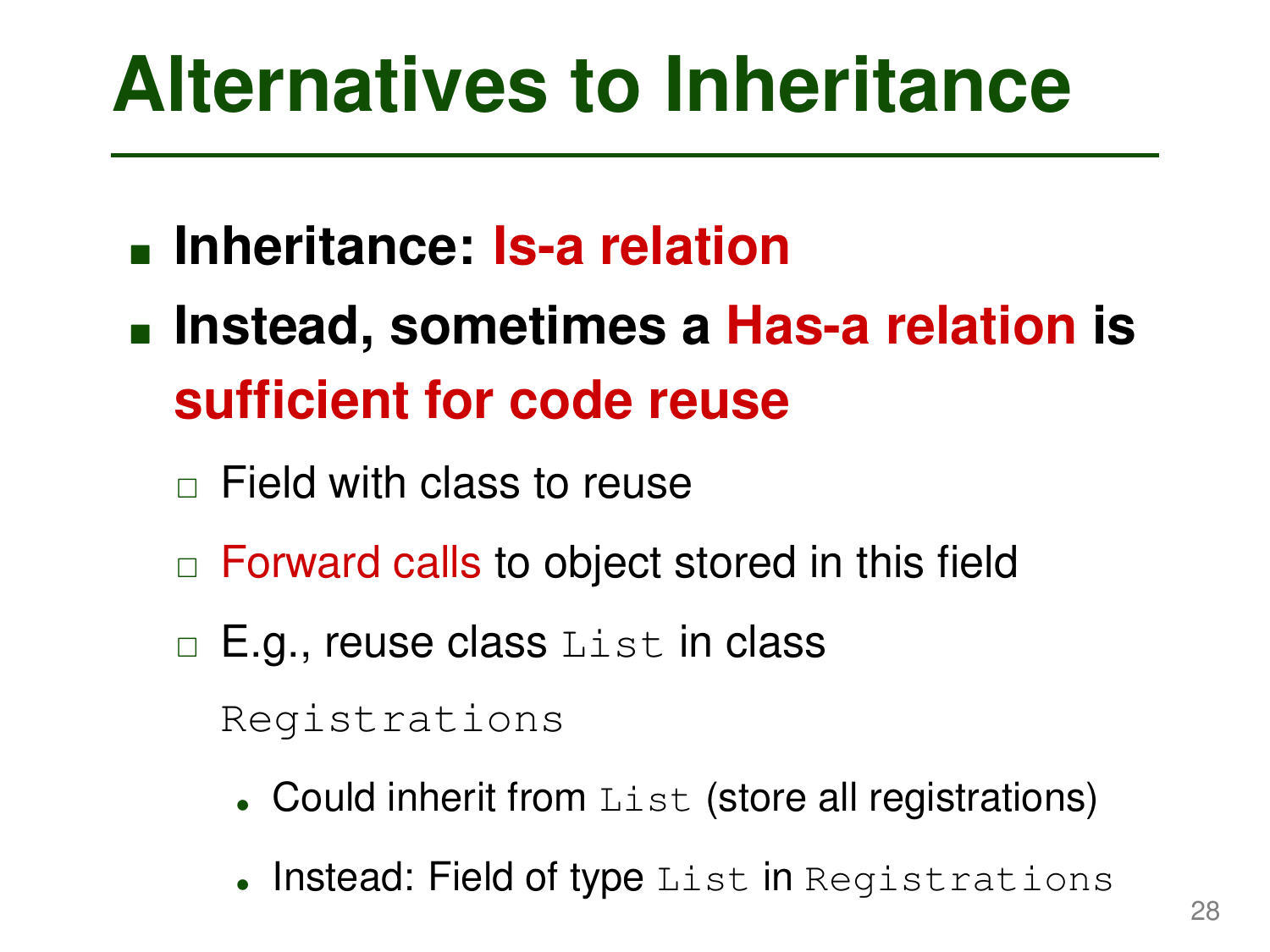# Alternatives to Inheritance

- **Inheritance: Is-a relation**
- **Instead, sometimes a Has-a relation is sufficient for code reuse**
  - Field with class to reuse
  - Forward calls to object stored in this field
  - E.g., reuse class `List` in class `Registrations`
    - Could inherit from `List` (store all registrations)
    - Instead: Field of type `List` in `Registrations`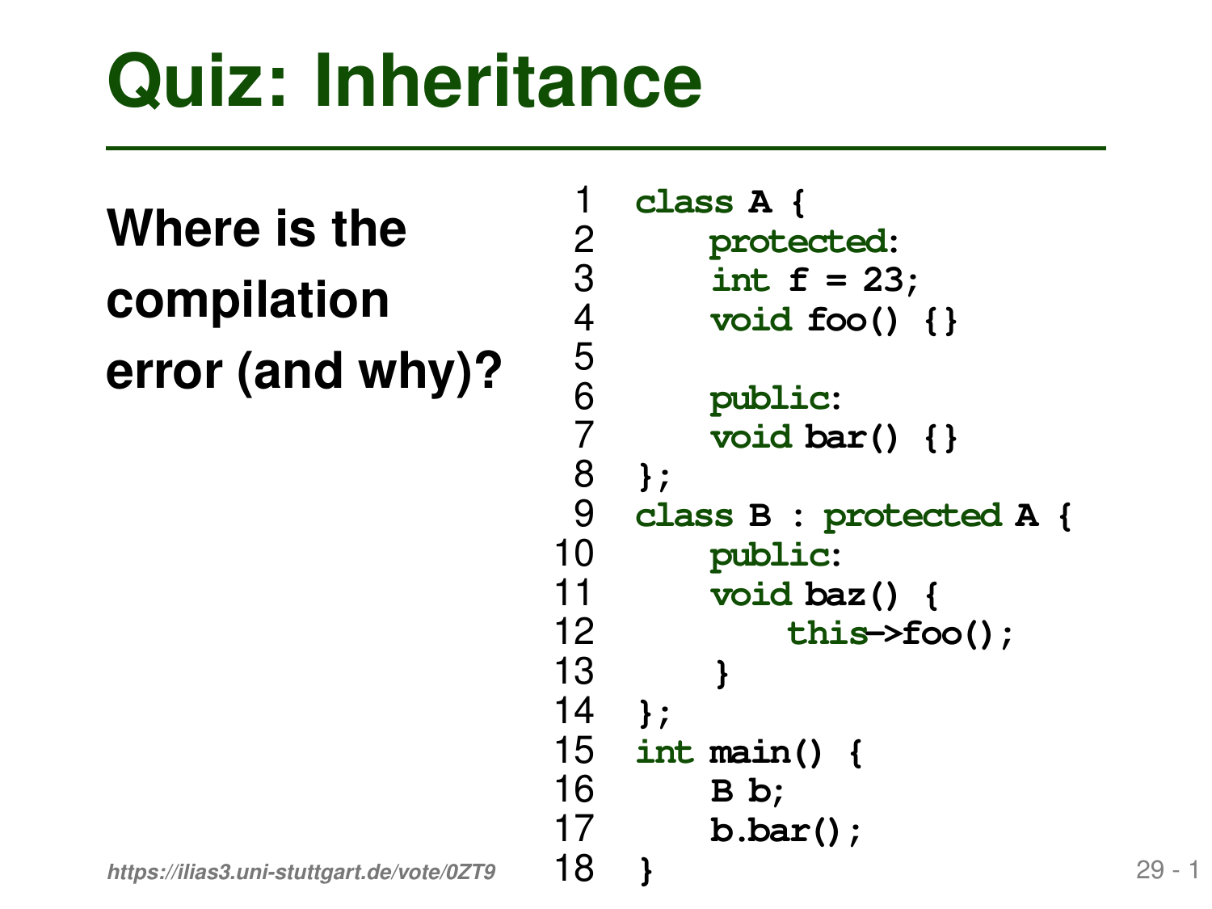# Quiz: Inheritance

**Where is the compilation error (and why)?**

```
1   class A {
2       protected:
3       int f = 23;
4       void foo() {}
5
6       public:
7       void bar() {}
8   };
9   class B : protected A {
10      public:
11      void baz() {
12          this->foo();
13      }
14  };
15  int main() {
16      B b;
17      b.bar();
18  }
```

*https://ilias3.uni-stuttgart.de/vote/0ZT9*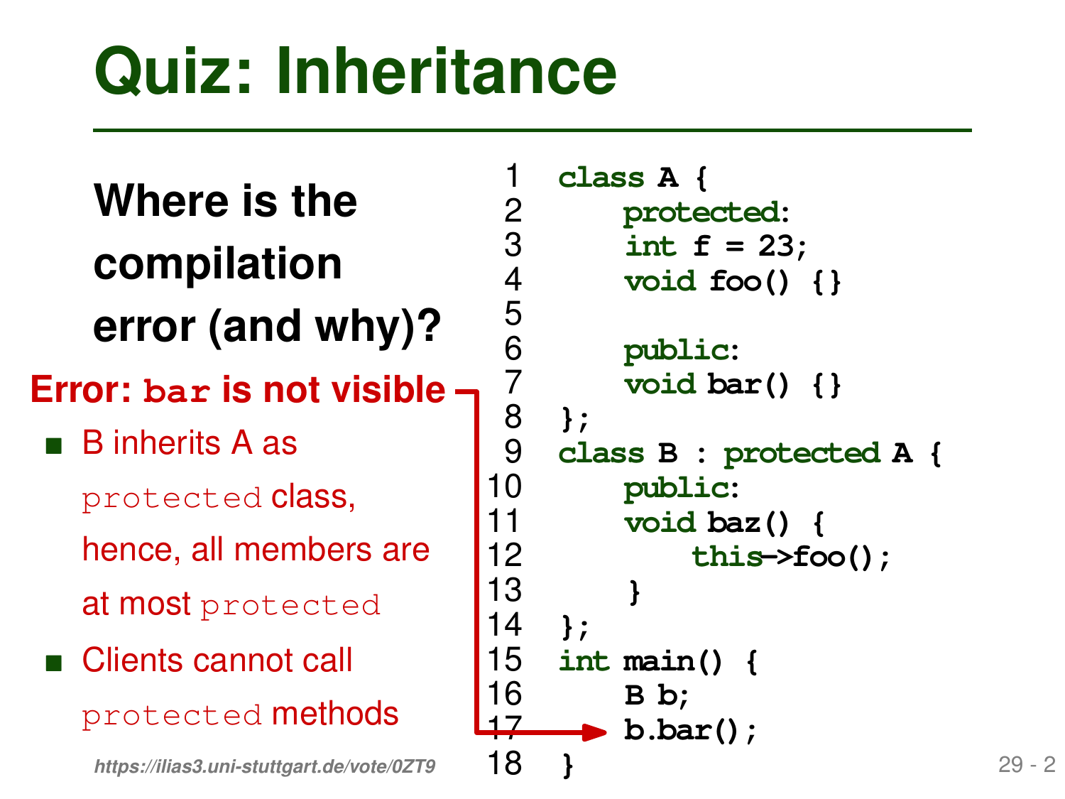# Quiz: Inheritance

**Where is the compilation error (and why)?**

**Error: `bar` is not visible**

- B inherits A as `protected` class, hence, all members are at most `protected`
- Clients cannot call `protected` methods

```
1  class A {
2      protected:
3      int f = 23;
4      void foo() {}
5
6      public:
7      void bar() {}
8  };
9  class B : protected A {
10     public:
11     void baz() {
12         this->foo();
13     }
14 };
15 int main() {
16     B b;
17     b.bar();
18 }
```

*https://ilias3.uni-stuttgart.de/vote/0ZT9*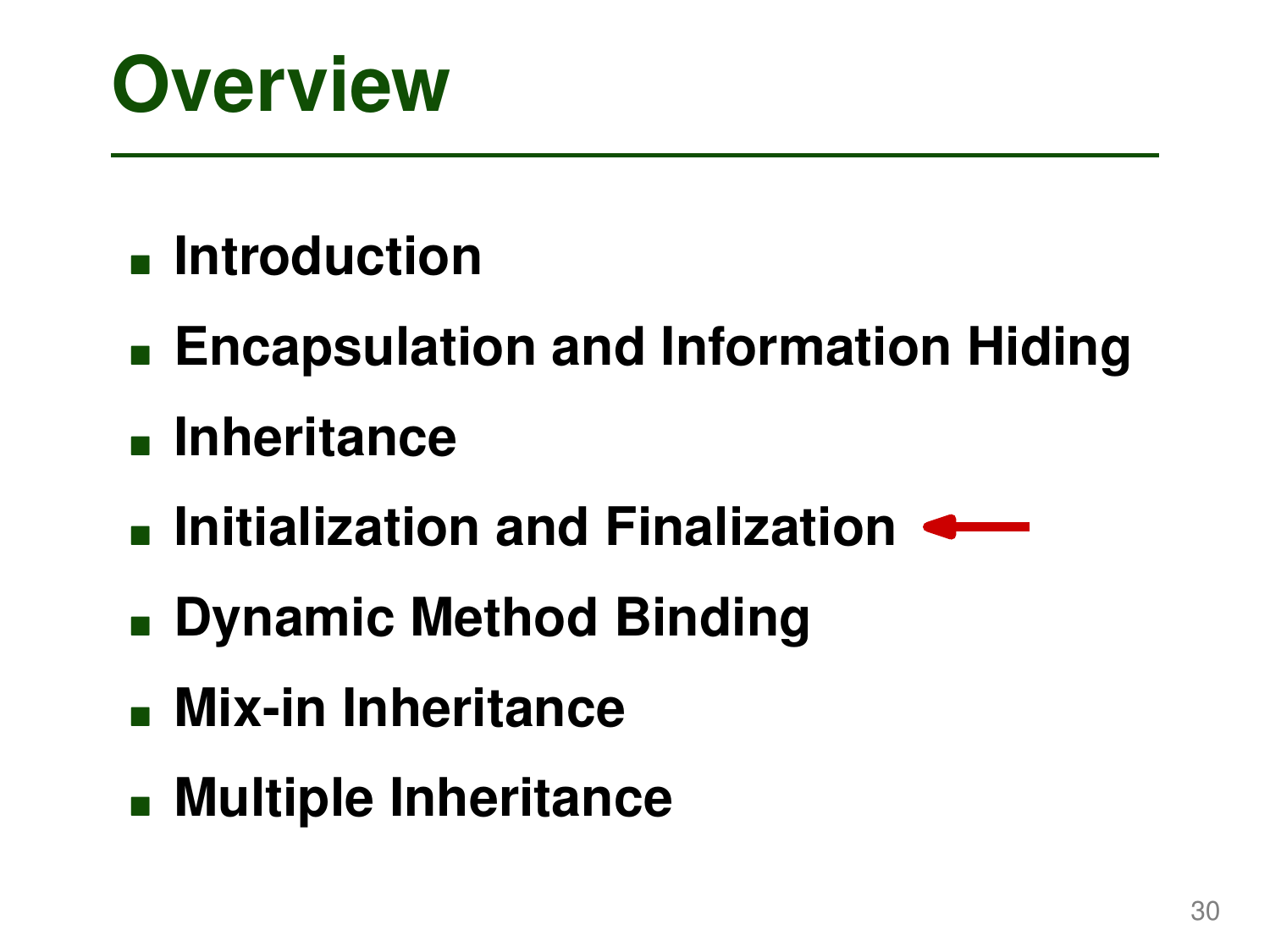# Overview

- **Introduction**
- **Encapsulation and Information Hiding**
- **Inheritance**
- **Initialization and Finalization** ←
- **Dynamic Method Binding**
- **Mix-in Inheritance**
- **Multiple Inheritance**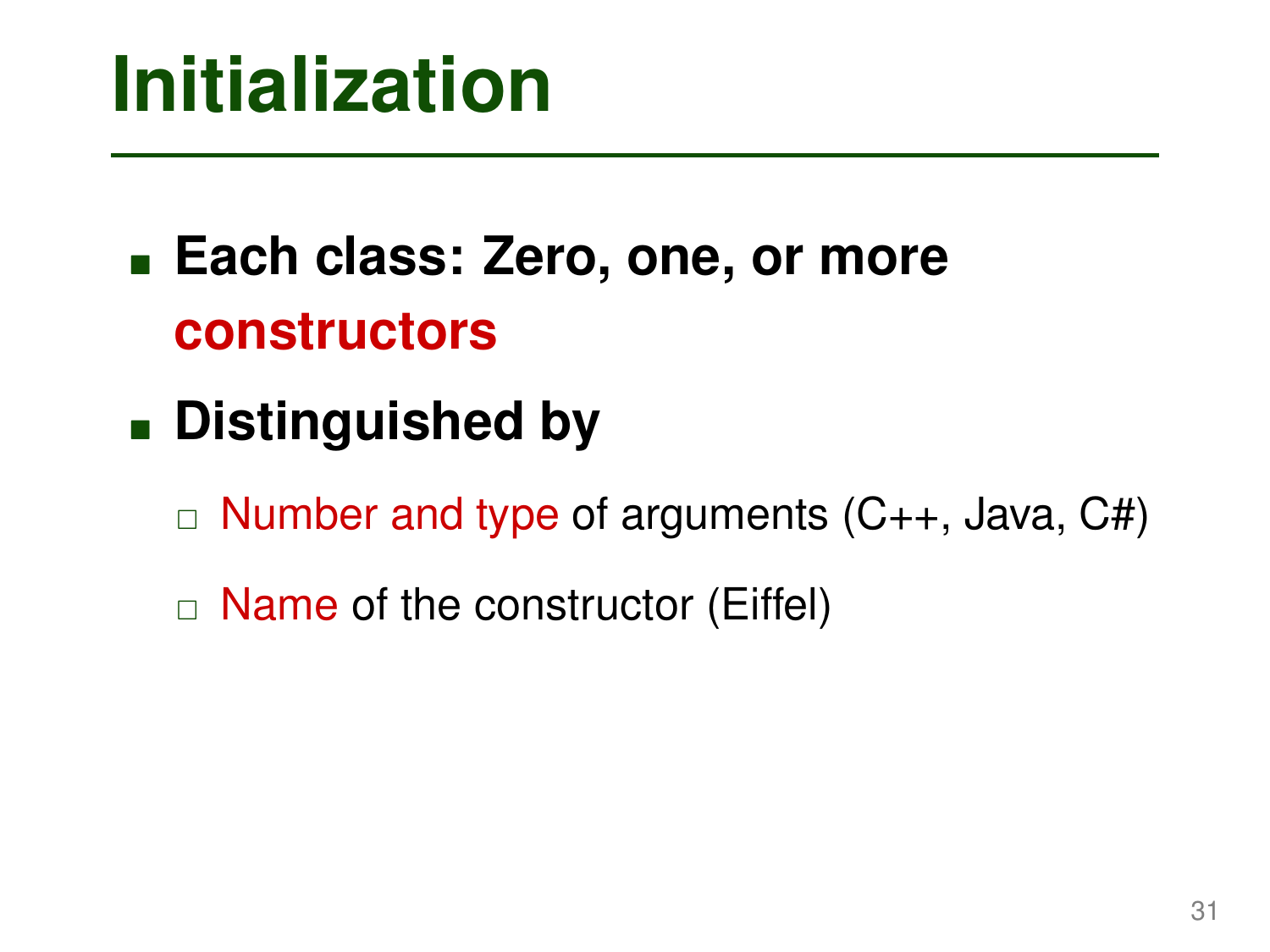# Initialization

- **Each class: Zero, one, or more constructors**
- **Distinguished by**
  - Number and type of arguments (C++, Java, C#)
  - Name of the constructor (Eiffel)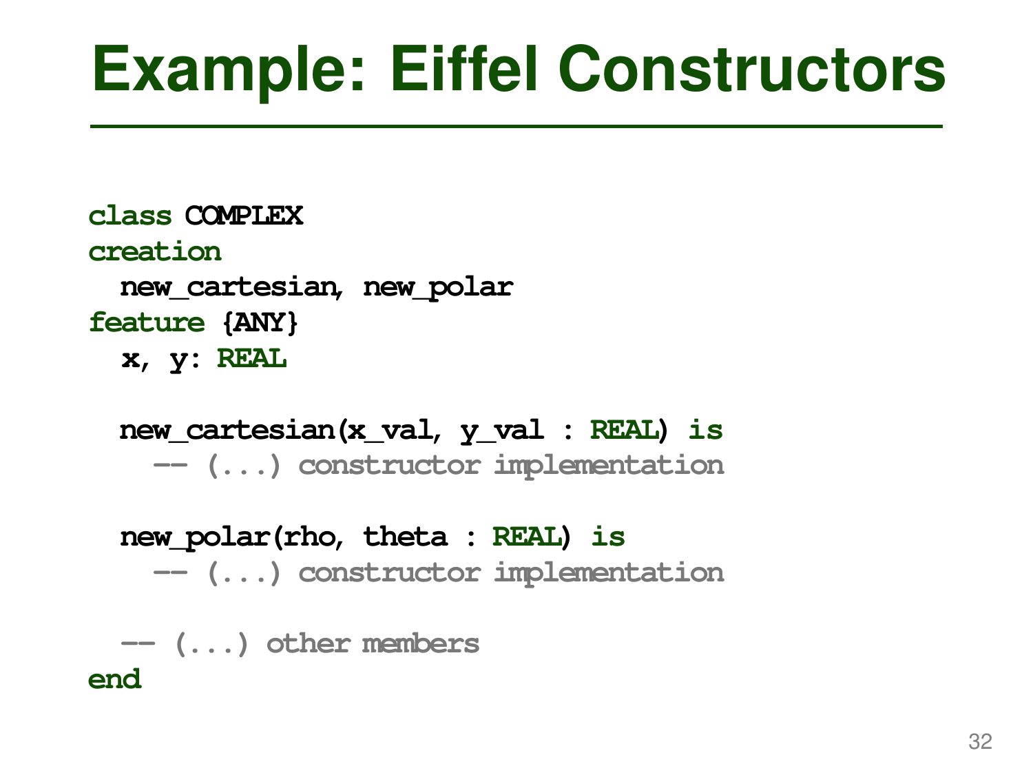# Example: Eiffel Constructors

```
class COMPLEX
creation
  new_cartesian, new_polar
feature {ANY}
  x, y: REAL

  new_cartesian(x_val, y_val : REAL) is
    -- (...) constructor implementation

  new_polar(rho, theta : REAL) is
    -- (...) constructor implementation

  -- (...) other members
end
```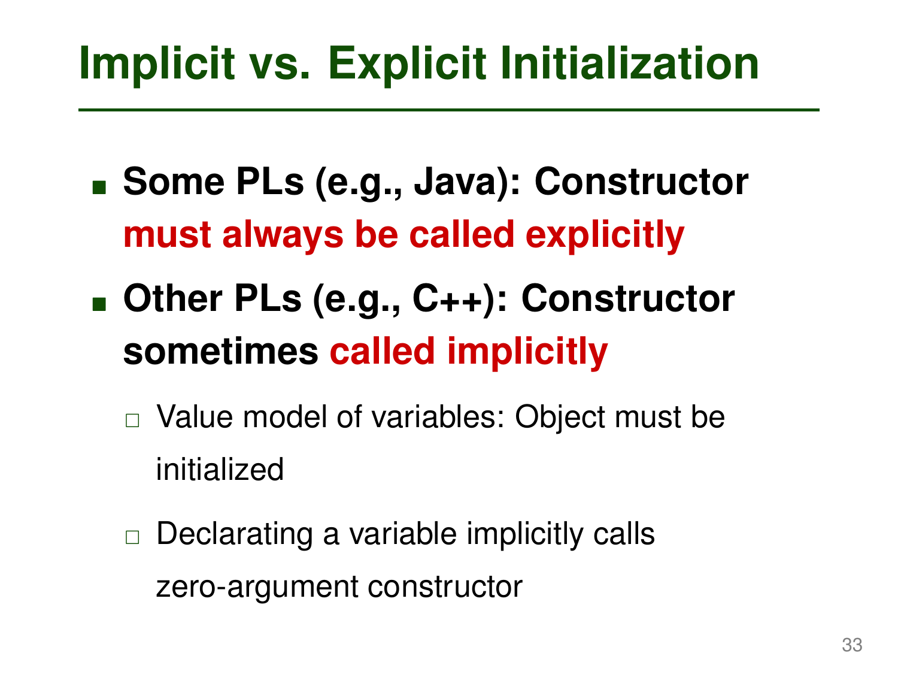# Implicit vs. Explicit Initialization

- **Some PLs (e.g., Java): Constructor must always be called explicitly**
- **Other PLs (e.g., C++): Constructor sometimes called implicitly**
  - Value model of variables: Object must be initialized
  - Declarating a variable implicitly calls zero-argument constructor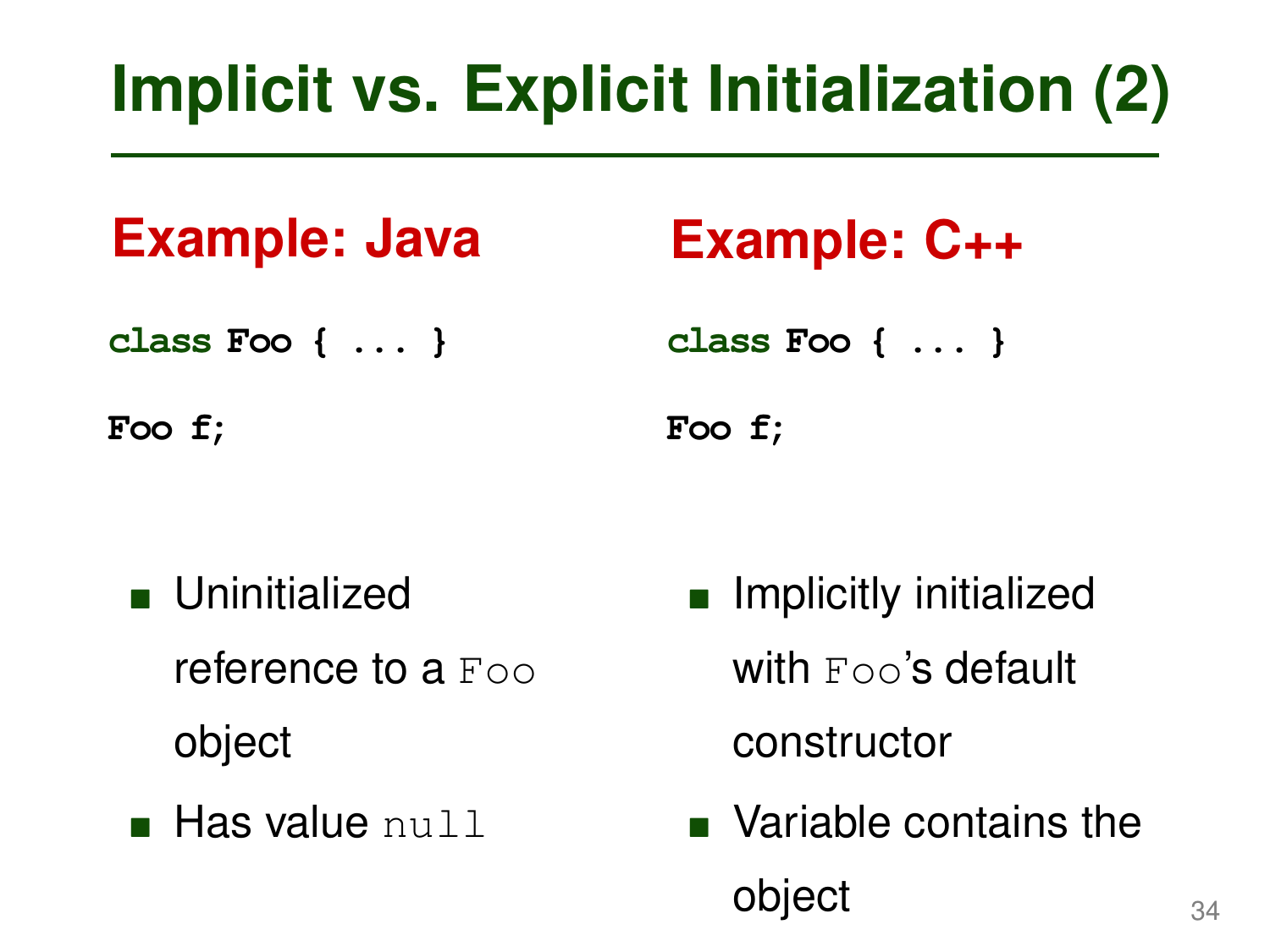# Implicit vs. Explicit Initialization (2)

## Example: Java

```
class Foo { ... }

Foo f;
```

- Uninitialized reference to a `Foo` object
- Has value `null`

## Example: C++

```
class Foo { ... }

Foo f;
```

- Implicitly initialized with `Foo`'s default constructor
- Variable contains the object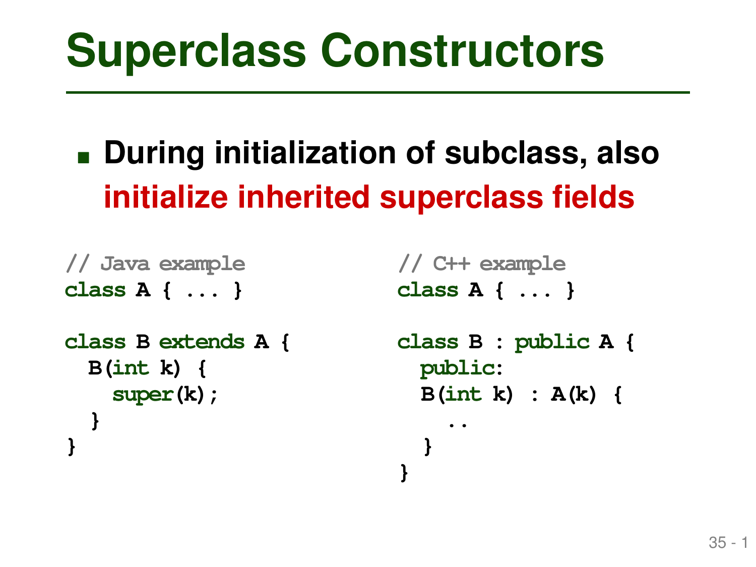# Superclass Constructors

- **During initialization of subclass, also initialize inherited superclass fields**

```java
// Java example
class A { ... }

class B extends A {
  B(int k) {
    super(k);
  }
}
```

```cpp
// C++ example
class A { ... }

class B : public A {
  public:
  B(int k) : A(k) {
    ..
  }
}
```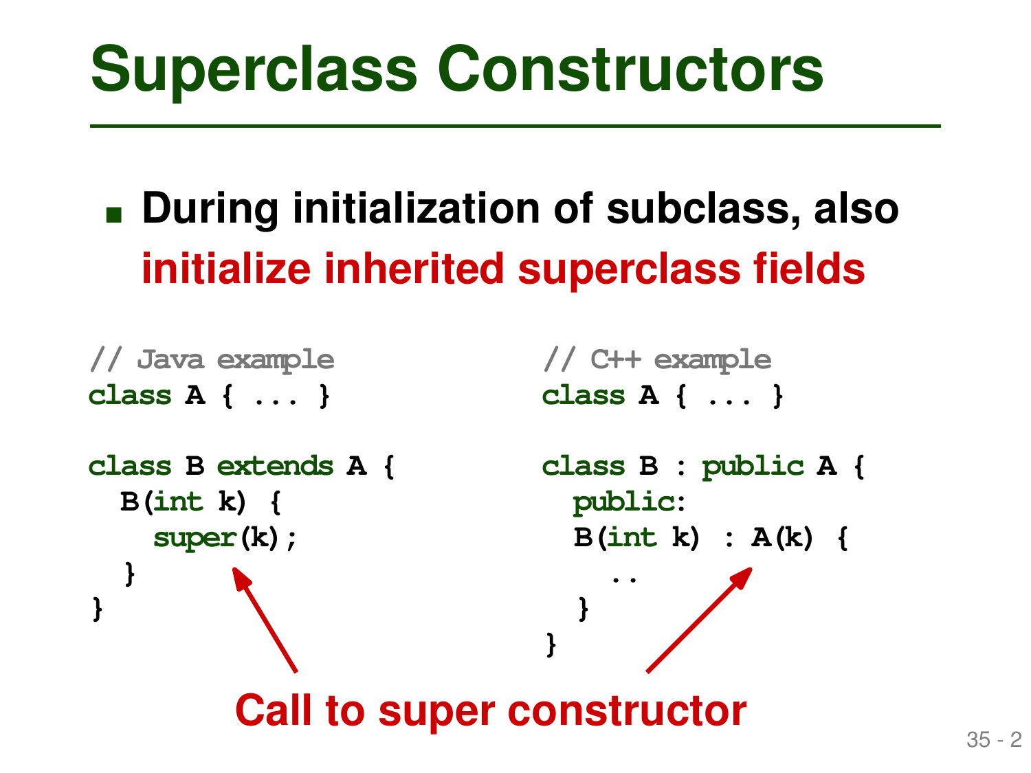# Superclass Constructors

- **During initialization of subclass, also initialize inherited superclass fields**

```java
// Java example
class A { ... }

class B extends A {
  B(int k) {
    super(k);
  }
}
```

```cpp
// C++ example
class A { ... }

class B : public A {
  public:
  B(int k) : A(k) {
    ..
  }
}
```

**Call to super constructor**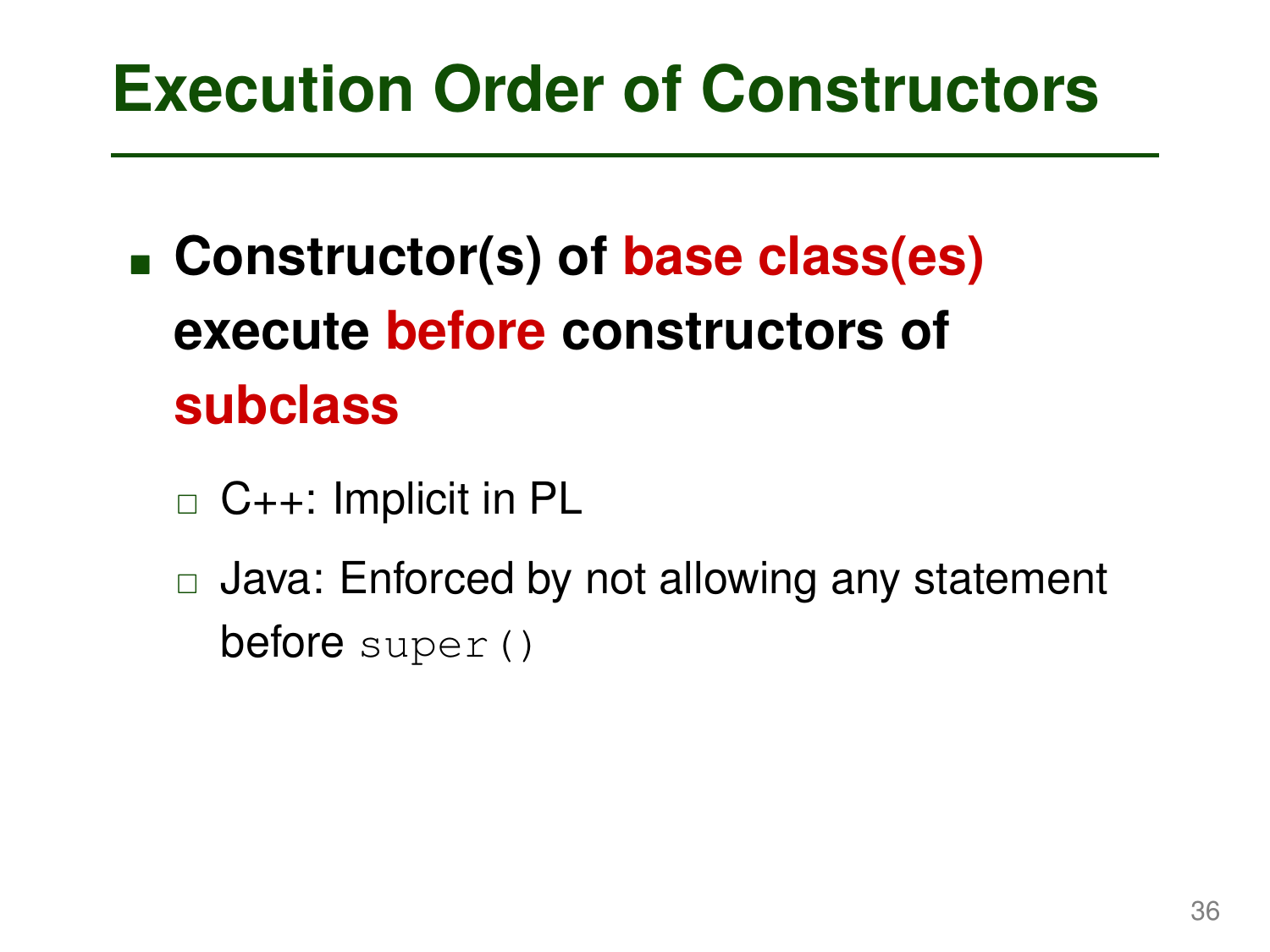# Execution Order of Constructors

- **Constructor(s) of base class(es) execute before constructors of subclass**
  - C++: Implicit in PL
  - Java: Enforced by not allowing any statement before `super()`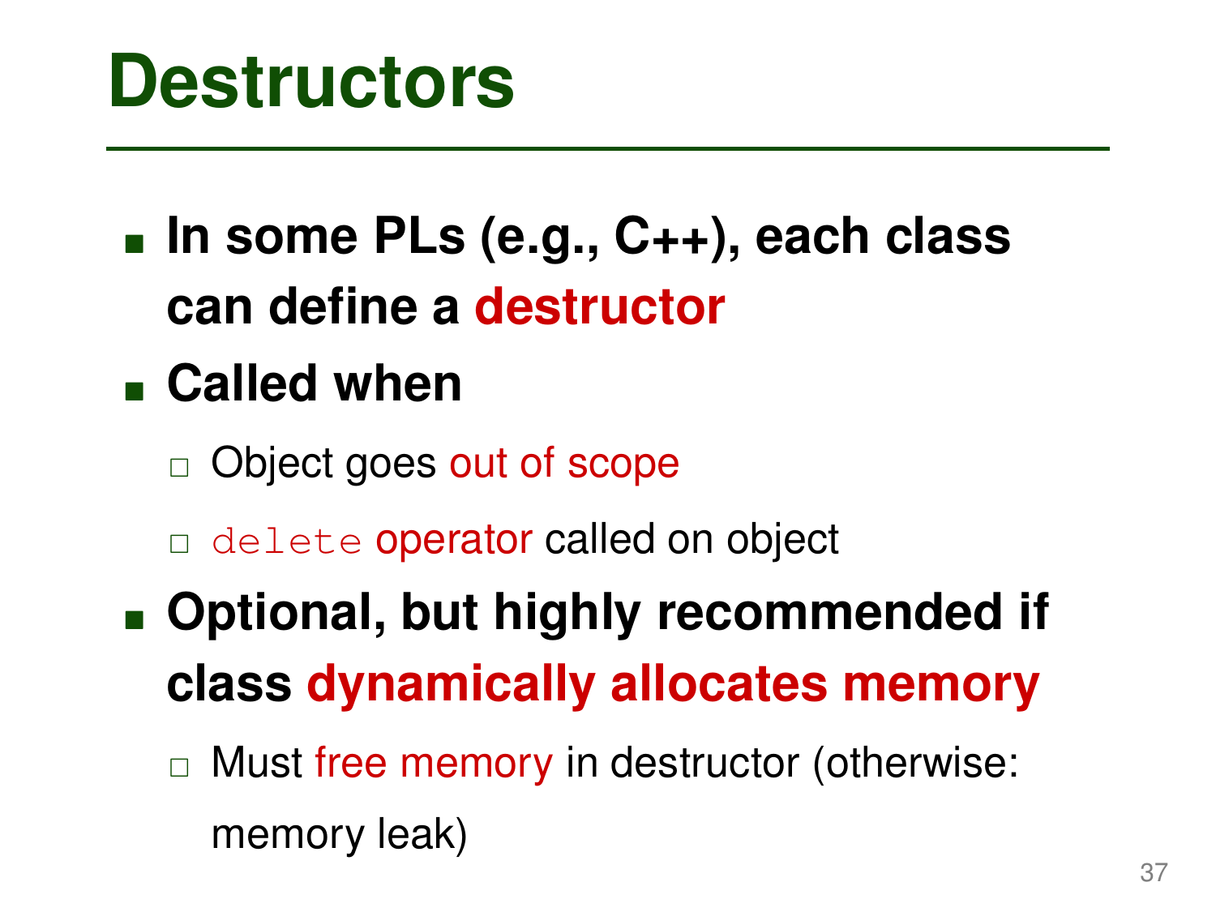# Destructors

- **In some PLs (e.g., C++), each class can define a destructor**
- **Called when**
  - Object goes out of scope
  - `delete` operator called on object
- **Optional, but highly recommended if class dynamically allocates memory**
  - Must free memory in destructor (otherwise: memory leak)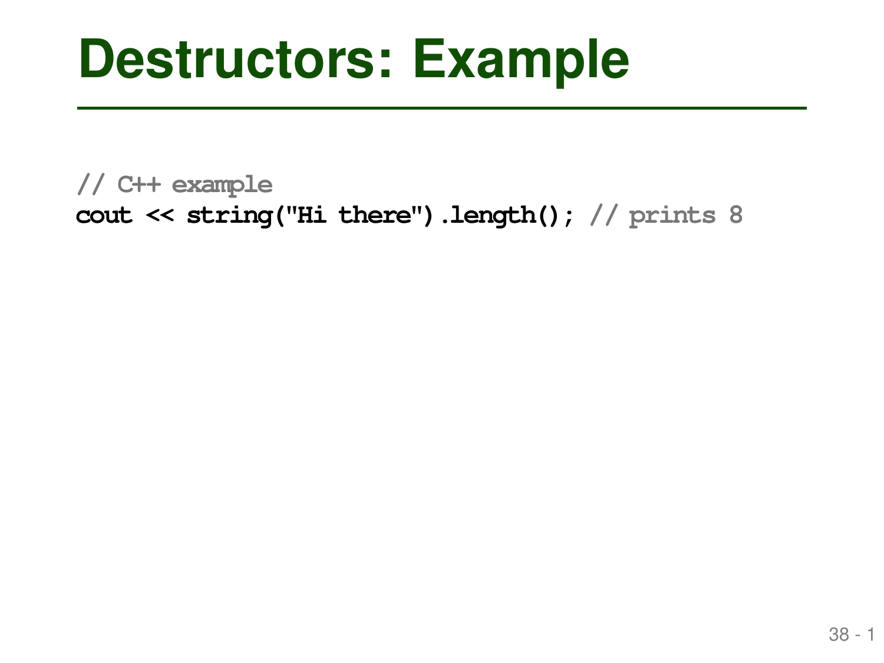# Destructors: Example

```
// C++ example
cout << string("Hi there").length(); // prints 8
```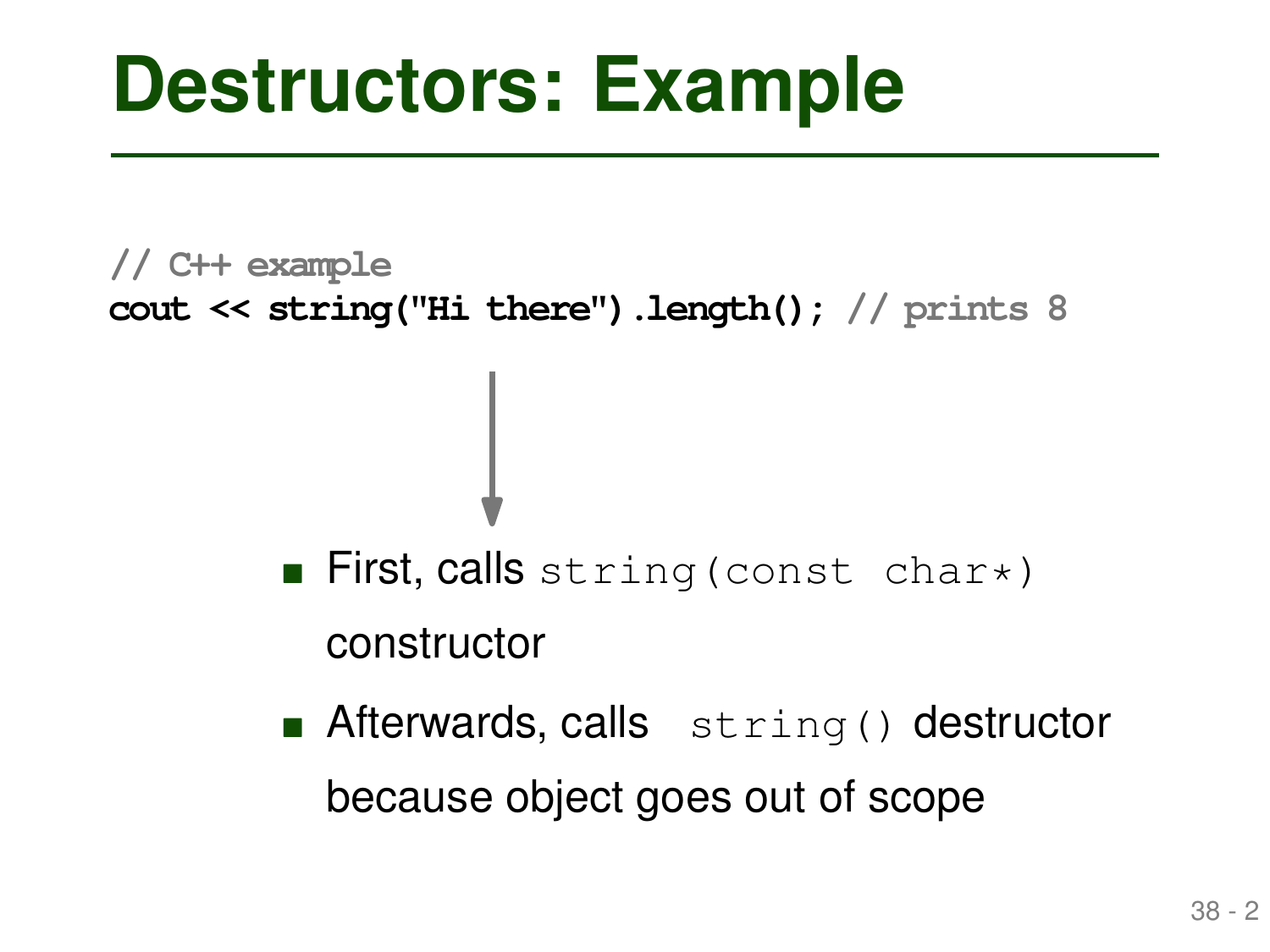# Destructors: Example

```
// C++ example
cout << string("Hi there").length(); // prints 8
```

- First, calls `string(const char*)` constructor
- Afterwards, calls `string()` destructor because object goes out of scope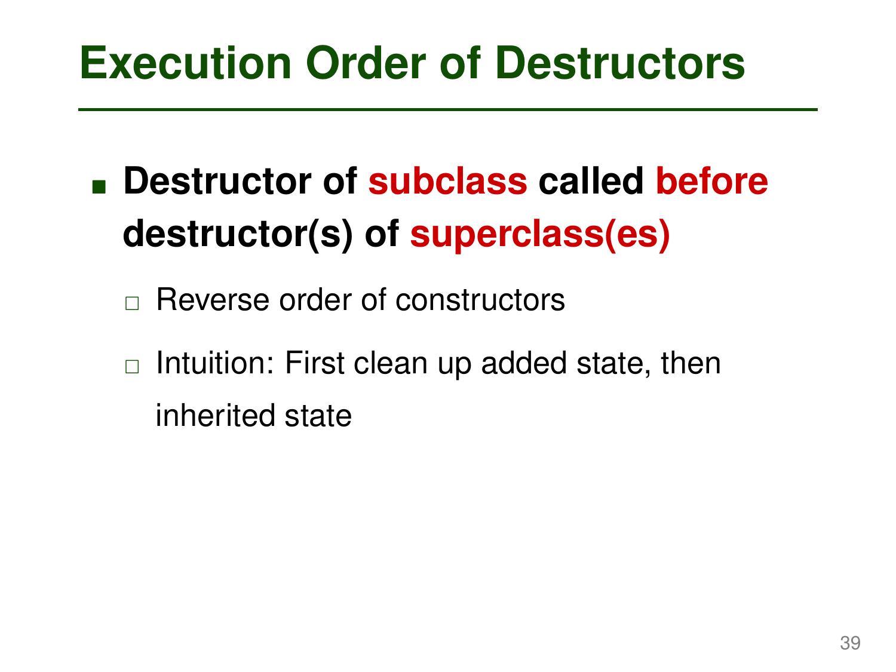# Execution Order of Destructors

- **Destructor of subclass called before destructor(s) of superclass(es)**
  - Reverse order of constructors
  - Intuition: First clean up added state, then inherited state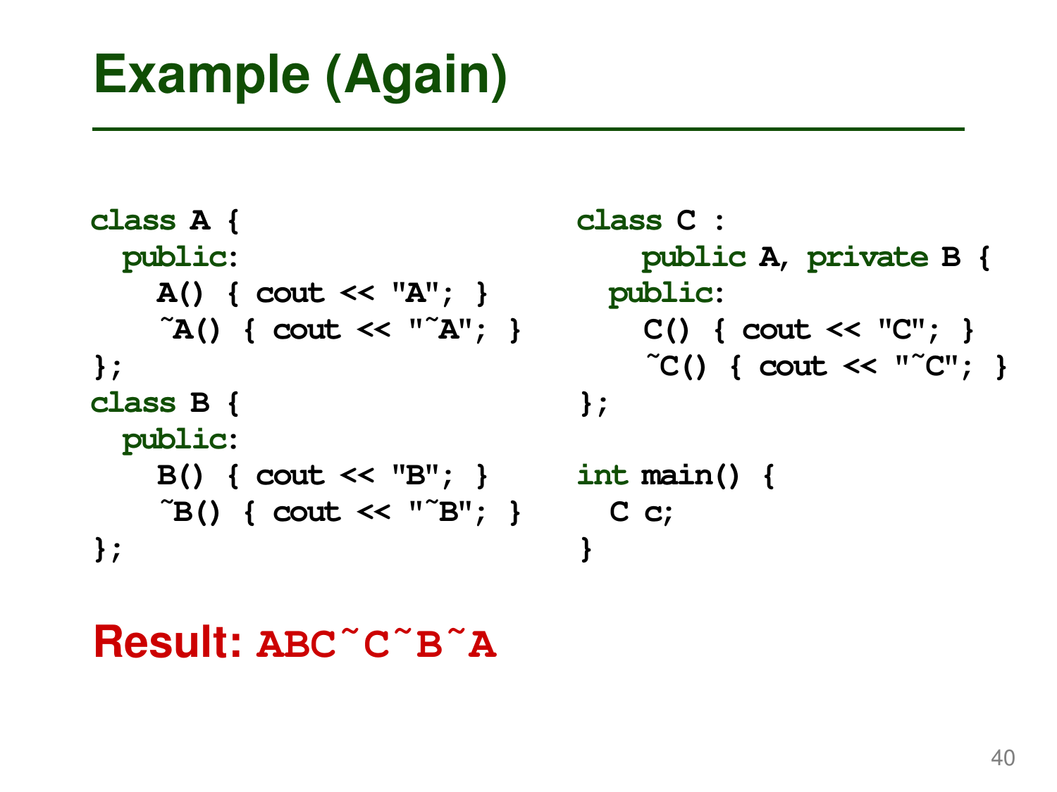# Example (Again)

```
class A {
  public:
    A() { cout << "A"; }
    ~A() { cout << "~A"; }
};
class B {
  public:
    B() { cout << "B"; }
    ~B() { cout << "~B"; }
};
```

```
class C :
    public A, private B {
  public:
    C() { cout << "C"; }
    ~C() { cout << "~C"; }
};

int main() {
  C c;
}
```

**Result:** `ABC~C~B~A`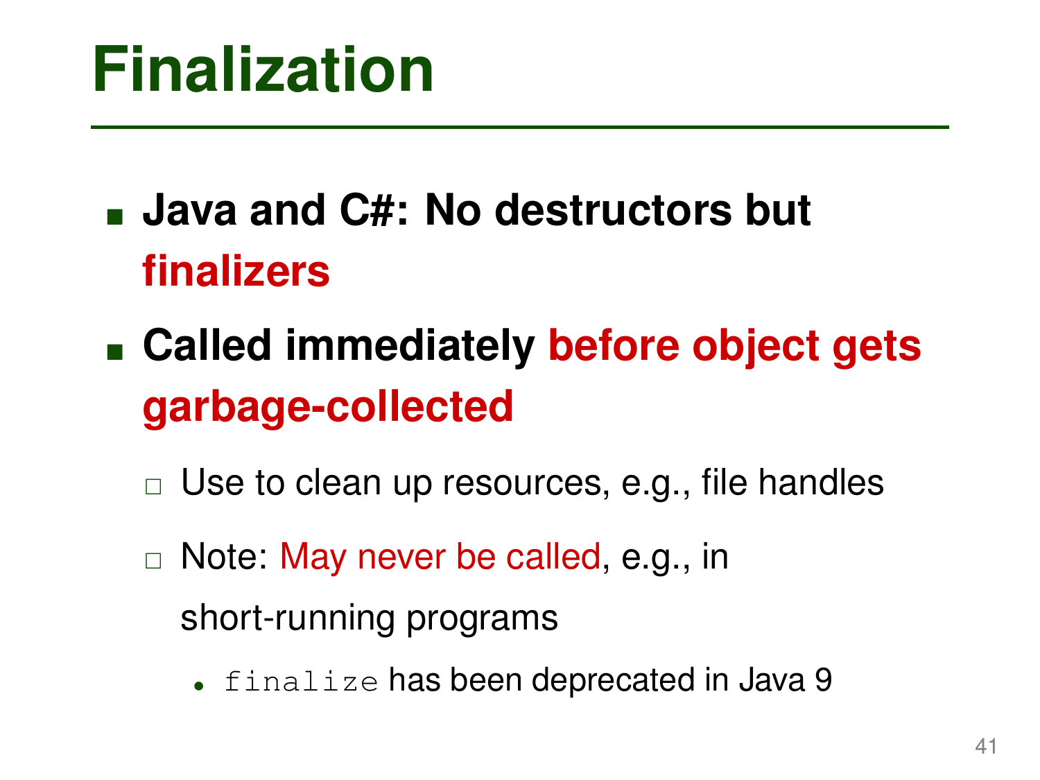# Finalization

- **Java and C#: No destructors but finalizers**
- **Called immediately before object gets garbage-collected**
  - Use to clean up resources, e.g., file handles
  - Note: May never be called, e.g., in short-running programs
    - `finalize` has been deprecated in Java 9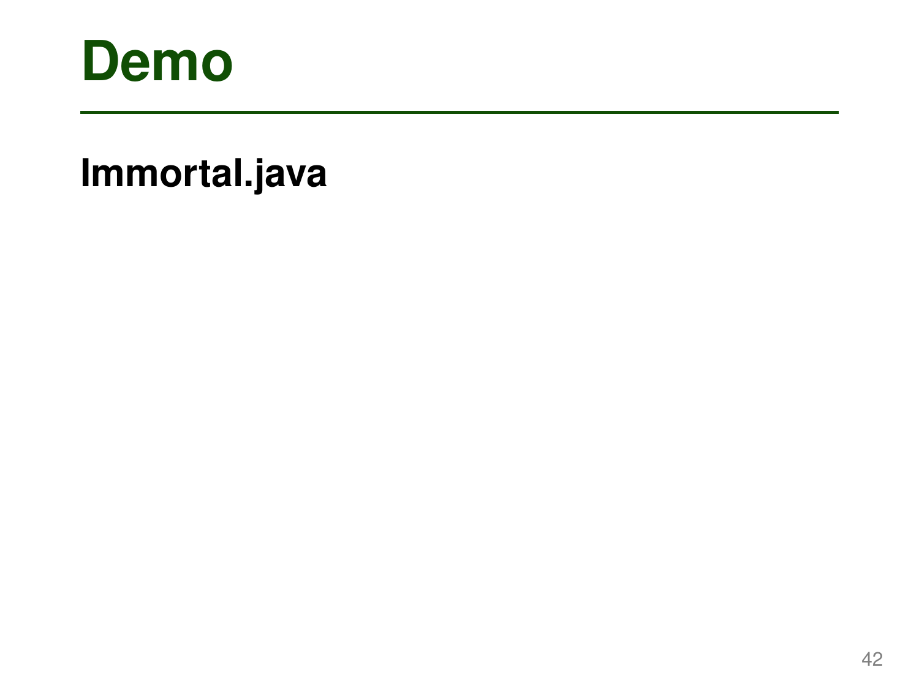# Demo

**Immortal.java**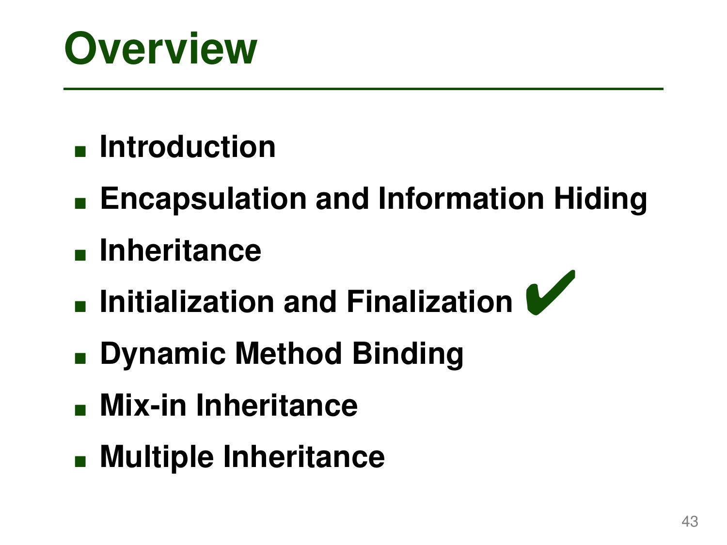# Overview

- Introduction
- Encapsulation and Information Hiding
- Inheritance
- Initialization and Finalization ✔
- Dynamic Method Binding
- Mix-in Inheritance
- Multiple Inheritance